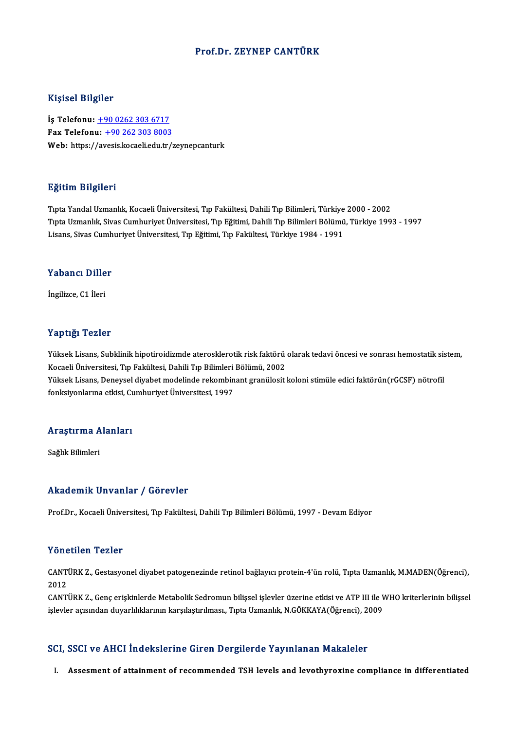# Prof.Dr. ZEYNEP CANTÜRK

## Kişisel Bilgiler

**İş Telefonu:** +90 0262 303 6717
**Fax Telefonu:** +90 262 303 8003
**Web:** https://avesis.kocaeli.edu.tr/zeynepcanturk

## Eğitim Bilgileri

Tıpta Yandal Uzmanlık, Kocaeli Üniversitesi, Tıp Fakültesi, Dahili Tıp Bilimleri, Türkiye 2000 - 2002
Tıpta Uzmanlık, Sivas Cumhuriyet Üniversitesi, Tıp Eğitimi, Dahili Tıp Bilimleri Bölümü, Türkiye 1993 - 1997
Lisans, Sivas Cumhuriyet Üniversitesi, Tıp Eğitimi, Tıp Fakültesi, Türkiye 1984 - 1991

## Yabancı Diller

İngilizce, C1 İleri

## Yaptığı Tezler

Yüksek Lisans, Subklinik hipotiroidizmde aterosklerotik risk faktörü olarak tedavi öncesi ve sonrası hemostatik sistem, Kocaeli Üniversitesi, Tıp Fakültesi, Dahili Tıp Bilimleri Bölümü, 2002
Yüksek Lisans, Deneysel diyabet modelinde rekombinant granülosit koloni stimüle edici faktörün(rGCSF) nötrofil fonksiyonlarına etkisi, Cumhuriyet Üniversitesi, 1997

## Araştırma Alanları

Sağlık Bilimleri

## Akademik Unvanlar / Görevler

Prof.Dr., Kocaeli Üniversitesi, Tıp Fakültesi, Dahili Tıp Bilimleri Bölümü, 1997 - Devam Ediyor

## Yönetilen Tezler

CANTÜRK Z., Gestasyonel diyabet patogenezinde retinol bağlayıcı protein-4'ün rolü, Tıpta Uzmanlık, M.MADEN(Öğrenci), 2012
CANTÜRK Z., Genç erişkinlerde Metabolik Sedromun bilişsel işlevler üzerine etkisi ve ATP III ile WHO kriterlerinin bilişsel işlevler açısından duyarlılıklarının karşılaştırılması., Tıpta Uzmanlık, N.GÖKKAYA(Öğrenci), 2009

## SCI, SSCI ve AHCI İndekslerine Giren Dergilerde Yayınlanan Makaleler

I. **Assesment of attainment of recommended TSH levels and levothyroxine compliance in differentiated**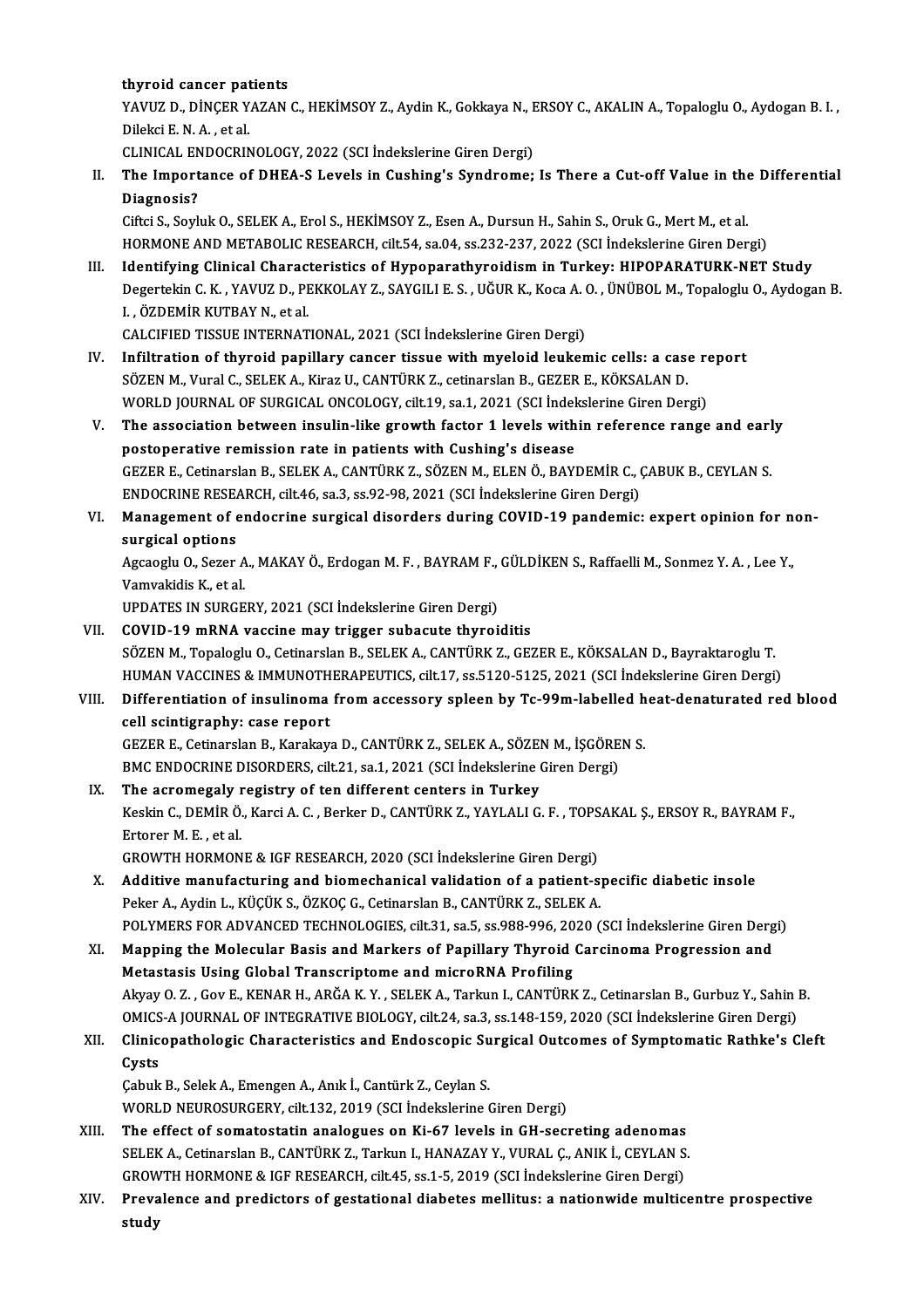thyroid cancer patients

YAVUZ D., DİNÇER YAZAN C., HEKİMSOY Z., Aydin K., Gokkaya N., ERSOY C., AKALIN A., Topaloglu O., Aydogan B. I., Dilekci E. N. A., et al.

CLINICAL ENDOCRINOLOGY, 2022 (SCI İndekslerine Giren Dergi)

II. **The Importance of DHEA-S Levels in Cushing's Syndrome; Is There a Cut-off Value in the Differential Diagnosis?**

Ciftci S., Soyluk O., SELEK A., Erol S., HEKİMSOY Z., Esen A., Dursun H., Sahin S., Oruk G., Mert M., et al.

HORMONE AND METABOLIC RESEARCH, cilt.54, sa.04, ss.232-237, 2022 (SCI İndekslerine Giren Dergi)

III. **Identifying Clinical Characteristics of Hypoparathyroidism in Turkey: HIPOPARATURK-NET Study**

Degertekin C. K., YAVUZ D., PEKKOLAY Z., SAYGILI E. S., UĞUR K., Koca A. O., ÜNÜBOL M., Topaloglu O., Aydogan B. I., ÖZDEMİR KUTBAY N., et al.

CALCIFIED TISSUE INTERNATIONAL, 2021 (SCI İndekslerine Giren Dergi)

IV. **Infiltration of thyroid papillary cancer tissue with myeloid leukemic cells: a case report**

SÖZEN M., Vural C., SELEK A., Kiraz U., CANTÜRK Z., cetinarslan B., GEZER E., KÖKSALAN D.

WORLD JOURNAL OF SURGICAL ONCOLOGY, cilt.19, sa.1, 2021 (SCI İndekslerine Giren Dergi)

V. **The association between insulin-like growth factor 1 levels within reference range and early postoperative remission rate in patients with Cushing's disease**

GEZER E., Cetinarslan B., SELEK A., CANTÜRK Z., SÖZEN M., ELEN Ö., BAYDEMİR C., ÇABUK B., CEYLAN S.

ENDOCRINE RESEARCH, cilt.46, sa.3, ss.92-98, 2021 (SCI İndekslerine Giren Dergi)

VI. **Management of endocrine surgical disorders during COVID-19 pandemic: expert opinion for non-surgical options**

Agcaoglu O., Sezer A., MAKAY Ö., Erdogan M. F., BAYRAM F., GÜLDİKEN S., Raffaelli M., Sonmez Y. A., Lee Y., Vamvakidis K., et al.

UPDATES IN SURGERY, 2021 (SCI İndekslerine Giren Dergi)

VII. **COVID-19 mRNA vaccine may trigger subacute thyroiditis**

SÖZEN M., Topaloglu O., Cetinarslan B., SELEK A., CANTÜRK Z., GEZER E., KÖKSALAN D., Bayraktaroglu T.

HUMAN VACCINES & IMMUNOTHERAPEUTICS, cilt.17, ss.5120-5125, 2021 (SCI İndekslerine Giren Dergi)

VIII. **Differentiation of insulinoma from accessory spleen by Tc-99m-labelled heat-denaturated red blood cell scintigraphy: case report**

GEZER E., Cetinarslan B., Karakaya D., CANTÜRK Z., SELEK A., SÖZEN M., İŞGÖREN S.

BMC ENDOCRINE DISORDERS, cilt.21, sa.1, 2021 (SCI İndekslerine Giren Dergi)

IX. **The acromegaly registry of ten different centers in Turkey**

Keskin C., DEMİR Ö., Karci A. C., Berker D., CANTÜRK Z., YAYLALI G. F., TOPSAKAL Ş., ERSOY R., BAYRAM F., Ertorer M. E., et al.

GROWTH HORMONE & IGF RESEARCH, 2020 (SCI İndekslerine Giren Dergi)

X. **Additive manufacturing and biomechanical validation of a patient-specific diabetic insole**

Peker A., Aydin L., KÜÇÜK S., ÖZKOÇ G., Cetinarslan B., CANTÜRK Z., SELEK A.

POLYMERS FOR ADVANCED TECHNOLOGIES, cilt.31, sa.5, ss.988-996, 2020 (SCI İndekslerine Giren Dergi)

XI. **Mapping the Molecular Basis and Markers of Papillary Thyroid Carcinoma Progression and Metastasis Using Global Transcriptome and microRNA Profiling**

Akyay O. Z., Gov E., KENAR H., ARĞA K. Y., SELEK A., Tarkun I., CANTÜRK Z., Cetinarslan B., Gurbuz Y., Sahin B.

OMICS-A JOURNAL OF INTEGRATIVE BIOLOGY, cilt.24, sa.3, ss.148-159, 2020 (SCI İndekslerine Giren Dergi)

XII. **Clinicopathologic Characteristics and Endoscopic Surgical Outcomes of Symptomatic Rathke's Cleft Cysts**

Çabuk B., Selek A., Emengen A., Anık İ., Cantürk Z., Ceylan S.

WORLD NEUROSURGERY, cilt.132, 2019 (SCI İndekslerine Giren Dergi)

XIII. **The effect of somatostatin analogues on Ki-67 levels in GH-secreting adenomas**

SELEK A., Cetinarslan B., CANTÜRK Z., Tarkun I., HANAZAY Y., VURAL Ç., ANIK İ., CEYLAN S.

GROWTH HORMONE & IGF RESEARCH, cilt.45, ss.1-5, 2019 (SCI İndekslerine Giren Dergi)

XIV. **Prevalence and predictors of gestational diabetes mellitus: a nationwide multicentre prospective study**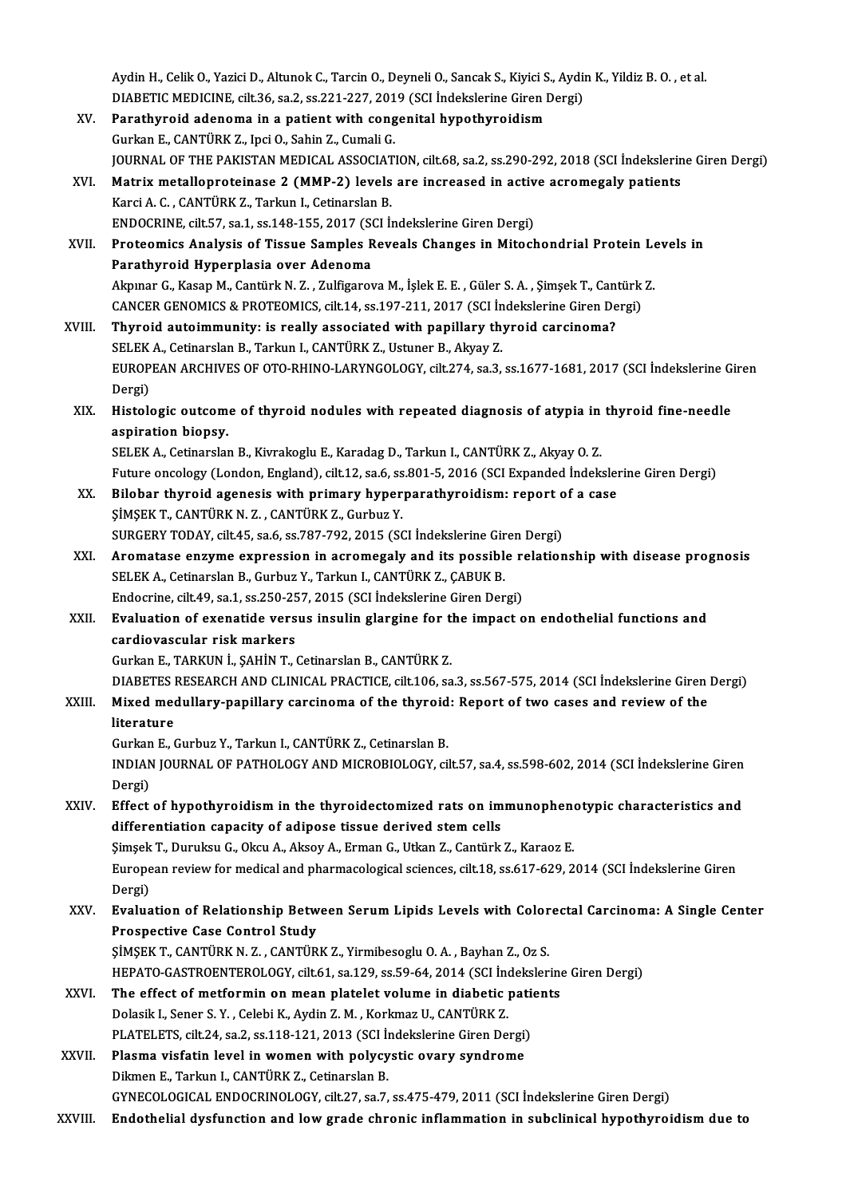Aydin H., Celik O., Yazici D., Altunok C., Tarcin O., Deyneli O., Sancak S., Kiyici S., Aydin K., Yildiz B. O. , et al.
DIABETIC MEDICINE, cilt.36, sa.2, ss.221-227, 2019 (SCI İndekslerine Giren Dergi)

XV. **Parathyroid adenoma in a patient with congenital hypothyroidism**
Gurkan E., CANTÜRK Z., Ipci O., Sahin Z., Cumali G.
JOURNAL OF THE PAKISTAN MEDICAL ASSOCIATION, cilt.68, sa.2, ss.290-292, 2018 (SCI İndekslerine Giren Dergi)

XVI. **Matrix metalloproteinase 2 (MMP-2) levels are increased in active acromegaly patients**
Karci A. C. , CANTÜRK Z., Tarkun I., Cetinarslan B.
ENDOCRINE, cilt.57, sa.1, ss.148-155, 2017 (SCI İndekslerine Giren Dergi)

XVII. **Proteomics Analysis of Tissue Samples Reveals Changes in Mitochondrial Protein Levels in Parathyroid Hyperplasia over Adenoma**
Akpınar G., Kasap M., Cantürk N. Z. , Zulfigarova M., İşlek E. E. , Güler S. A. , Şimşek T., Cantürk Z.
CANCER GENOMICS & PROTEOMICS, cilt.14, ss.197-211, 2017 (SCI İndekslerine Giren Dergi)

XVIII. **Thyroid autoimmunity: is really associated with papillary thyroid carcinoma?**
SELEK A., Cetinarslan B., Tarkun I., CANTÜRK Z., Ustuner B., Akyay Z.
EUROPEAN ARCHIVES OF OTO-RHINO-LARYNGOLOGY, cilt.274, sa.3, ss.1677-1681, 2017 (SCI İndekslerine Giren Dergi)

XIX. **Histologic outcome of thyroid nodules with repeated diagnosis of atypia in thyroid fine-needle aspiration biopsy.**
SELEK A., Cetinarslan B., Kivrakoglu E., Karadag D., Tarkun I., CANTÜRK Z., Akyay O. Z.
Future oncology (London, England), cilt.12, sa.6, ss.801-5, 2016 (SCI Expanded İndekslerine Giren Dergi)

XX. **Bilobar thyroid agenesis with primary hyperparathyroidism: report of a case**
ŞİMŞEK T., CANTÜRK N. Z. , CANTÜRK Z., Gurbuz Y.
SURGERY TODAY, cilt.45, sa.6, ss.787-792, 2015 (SCI İndekslerine Giren Dergi)

XXI. **Aromatase enzyme expression in acromegaly and its possible relationship with disease prognosis**
SELEK A., Cetinarslan B., Gurbuz Y., Tarkun I., CANTÜRK Z., ÇABUK B.
Endocrine, cilt.49, sa.1, ss.250-257, 2015 (SCI İndekslerine Giren Dergi)

XXII. **Evaluation of exenatide versus insulin glargine for the impact on endothelial functions and cardiovascular risk markers**
Gurkan E., TARKUN İ., ŞAHİN T., Cetinarslan B., CANTÜRK Z.
DIABETES RESEARCH AND CLINICAL PRACTICE, cilt.106, sa.3, ss.567-575, 2014 (SCI İndekslerine Giren Dergi)

XXIII. **Mixed medullary-papillary carcinoma of the thyroid: Report of two cases and review of the literature**
Gurkan E., Gurbuz Y., Tarkun I., CANTÜRK Z., Cetinarslan B.
INDIAN JOURNAL OF PATHOLOGY AND MICROBIOLOGY, cilt.57, sa.4, ss.598-602, 2014 (SCI İndekslerine Giren Dergi)

XXIV. **Effect of hypothyroidism in the thyroidectomized rats on immunophenotypic characteristics and differentiation capacity of adipose tissue derived stem cells**
Şimşek T., Duruksu G., Okcu A., Aksoy A., Erman G., Utkan Z., Cantürk Z., Karaoz E.
European review for medical and pharmacological sciences, cilt.18, ss.617-629, 2014 (SCI İndekslerine Giren Dergi)

XXV. **Evaluation of Relationship Between Serum Lipids Levels with Colorectal Carcinoma: A Single Center Prospective Case Control Study**
ŞİMŞEK T., CANTÜRK N. Z. , CANTÜRK Z., Yirmibesoglu O. A. , Bayhan Z., Oz S.
HEPATO-GASTROENTEROLOGY, cilt.61, sa.129, ss.59-64, 2014 (SCI İndekslerine Giren Dergi)

XXVI. **The effect of metformin on mean platelet volume in diabetic patients**
Dolasik I., Sener S. Y. , Celebi K., Aydin Z. M. , Korkmaz U., CANTÜRK Z.
PLATELETS, cilt.24, sa.2, ss.118-121, 2013 (SCI İndekslerine Giren Dergi)

XXVII. **Plasma visfatin level in women with polycystic ovary syndrome**
Dikmen E., Tarkun I., CANTÜRK Z., Cetinarslan B.
GYNECOLOGICAL ENDOCRINOLOGY, cilt.27, sa.7, ss.475-479, 2011 (SCI İndekslerine Giren Dergi)

XXVIII. **Endothelial dysfunction and low grade chronic inflammation in subclinical hypothyroidism due to**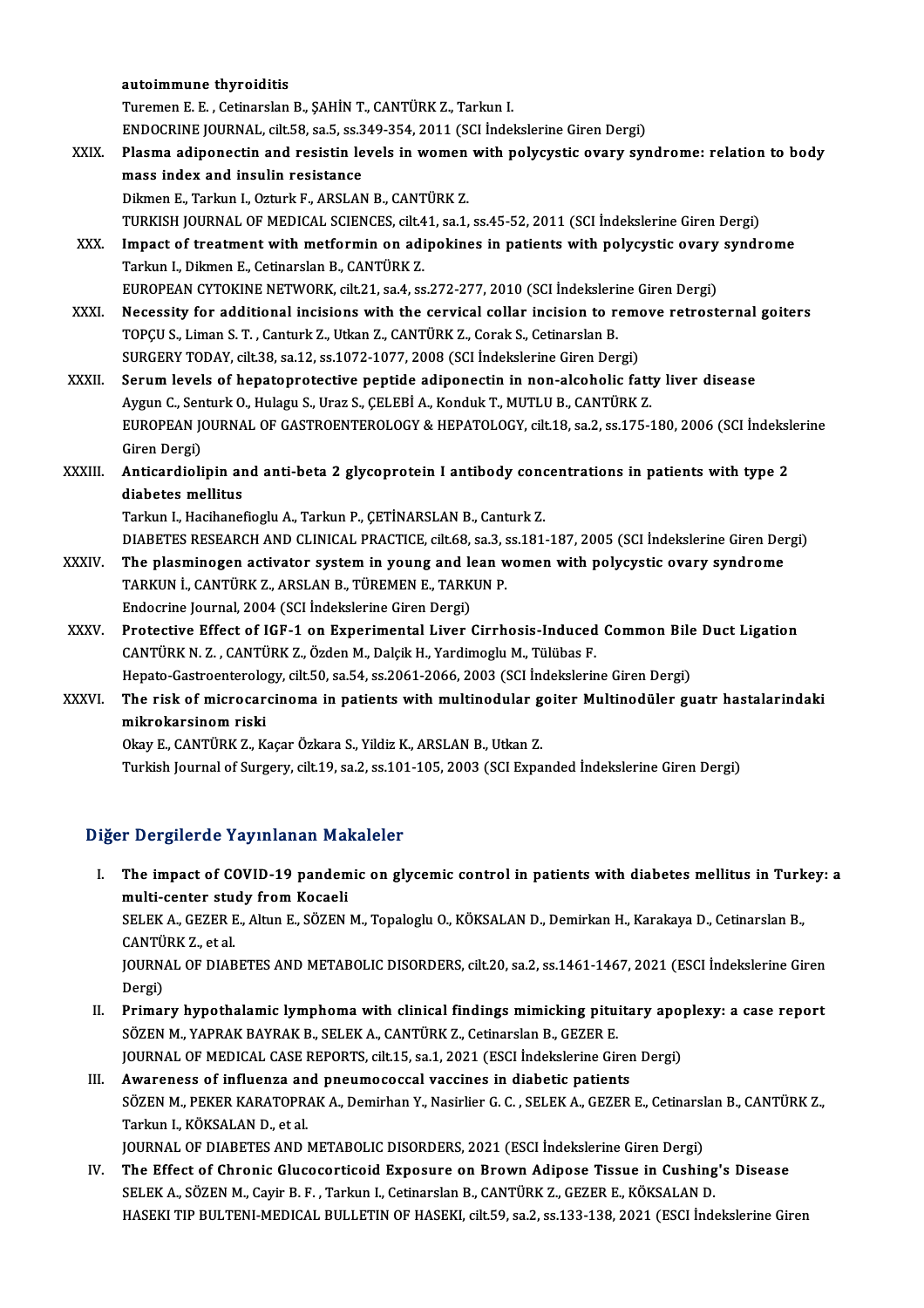autoimmune thyroiditis
Turemen E. E. , Cetinarslan B., ŞAHİN T., CANTÜRK Z., Tarkun I.
ENDOCRINE JOURNAL, cilt.58, sa.5, ss.349-354, 2011 (SCI İndekslerine Giren Dergi)

XXIX. **Plasma adiponectin and resistin levels in women with polycystic ovary syndrome: relation to body mass index and insulin resistance**
Dikmen E., Tarkun I., Ozturk F., ARSLAN B., CANTÜRK Z.
TURKISH JOURNAL OF MEDICAL SCIENCES, cilt.41, sa.1, ss.45-52, 2011 (SCI İndekslerine Giren Dergi)

XXX. **Impact of treatment with metformin on adipokines in patients with polycystic ovary syndrome**
Tarkun I., Dikmen E., Cetinarslan B., CANTÜRK Z.
EUROPEAN CYTOKINE NETWORK, cilt.21, sa.4, ss.272-277, 2010 (SCI İndekslerine Giren Dergi)

XXXI. **Necessity for additional incisions with the cervical collar incision to remove retrosternal goiters**
TOPÇU S., Liman S. T. , Canturk Z., Utkan Z., CANTÜRK Z., Corak S., Cetinarslan B.
SURGERY TODAY, cilt.38, sa.12, ss.1072-1077, 2008 (SCI İndekslerine Giren Dergi)

XXXII. **Serum levels of hepatoprotective peptide adiponectin in non-alcoholic fatty liver disease**
Aygun C., Senturk O., Hulagu S., Uraz S., ÇELEBİ A., Konduk T., MUTLU B., CANTÜRK Z.
EUROPEAN JOURNAL OF GASTROENTEROLOGY & HEPATOLOGY, cilt.18, sa.2, ss.175-180, 2006 (SCI İndekslerine Giren Dergi)

XXXIII. **Anticardiolipin and anti-beta 2 glycoprotein I antibody concentrations in patients with type 2 diabetes mellitus**
Tarkun I., Hacihanefioglu A., Tarkun P., ÇETİNARSLAN B., Canturk Z.
DIABETES RESEARCH AND CLINICAL PRACTICE, cilt.68, sa.3, ss.181-187, 2005 (SCI İndekslerine Giren Dergi)

XXXIV. **The plasminogen activator system in young and lean women with polycystic ovary syndrome**
TARKUN İ., CANTÜRK Z., ARSLAN B., TÜREMEN E., TARKUN P.
Endocrine Journal, 2004 (SCI İndekslerine Giren Dergi)

XXXV. **Protective Effect of IGF-1 on Experimental Liver Cirrhosis-Induced Common Bile Duct Ligation**
CANTÜRK N. Z. , CANTÜRK Z., Özden M., Dalçik H., Yardimoglu M., Tülübas F.
Hepato-Gastroenterology, cilt.50, sa.54, ss.2061-2066, 2003 (SCI İndekslerine Giren Dergi)

XXXVI. **The risk of microcarcinoma in patients with multinodular goiter Multinodüler guatr hastalarindaki mikrokarsinom riski**
Okay E., CANTÜRK Z., Kaçar Özkara S., Yildiz K., ARSLAN B., Utkan Z.
Turkish Journal of Surgery, cilt.19, sa.2, ss.101-105, 2003 (SCI Expanded İndekslerine Giren Dergi)

## Diğer Dergilerde Yayınlanan Makaleler

I. **The impact of COVID-19 pandemic on glycemic control in patients with diabetes mellitus in Turkey: a multi-center study from Kocaeli**
SELEK A., GEZER E., Altun E., SÖZEN M., Topaloglu O., KÖKSALAN D., Demirkan H., Karakaya D., Cetinarslan B., CANTÜRK Z., et al.
JOURNAL OF DIABETES AND METABOLIC DISORDERS, cilt.20, sa.2, ss.1461-1467, 2021 (ESCI İndekslerine Giren Dergi)

II. **Primary hypothalamic lymphoma with clinical findings mimicking pituitary apoplexy: a case report**
SÖZEN M., YAPRAK BAYRAK B., SELEK A., CANTÜRK Z., Cetinarslan B., GEZER E.
JOURNAL OF MEDICAL CASE REPORTS, cilt.15, sa.1, 2021 (ESCI İndekslerine Giren Dergi)

III. **Awareness of influenza and pneumococcal vaccines in diabetic patients**
SÖZEN M., PEKER KARATOPRAK A., Demirhan Y., Nasirlier G. C. , SELEK A., GEZER E., Cetinarslan B., CANTÜRK Z., Tarkun I., KÖKSALAN D., et al.
JOURNAL OF DIABETES AND METABOLIC DISORDERS, 2021 (ESCI İndekslerine Giren Dergi)

IV. **The Effect of Chronic Glucocorticoid Exposure on Brown Adipose Tissue in Cushing's Disease**
SELEK A., SÖZEN M., Cayir B. F. , Tarkun I., Cetinarslan B., CANTÜRK Z., GEZER E., KÖKSALAN D.
HASEKI TIP BULTENI-MEDICAL BULLETIN OF HASEKI, cilt.59, sa.2, ss.133-138, 2021 (ESCI İndekslerine Giren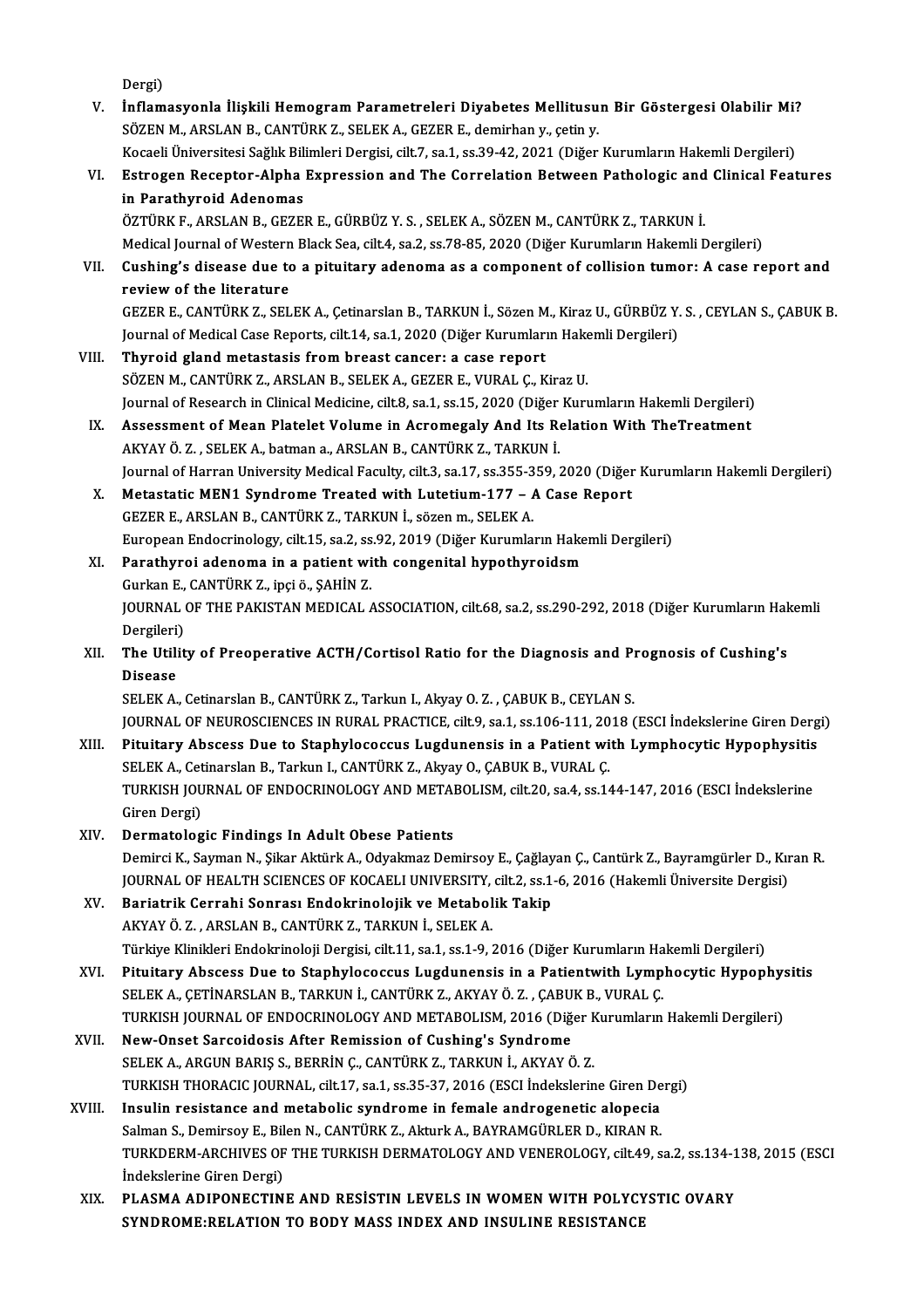Dergi)

V. **İnflamasyonla İlişkili Hemogram Parametreleri Diyabetes Mellitusun Bir Göstergesi Olabilir Mi?**
SÖZEN M., ARSLAN B., CANTÜRK Z., SELEK A., GEZER E., demirhan y., çetin y.
Kocaeli Üniversitesi Sağlık Bilimleri Dergisi, cilt.7, sa.1, ss.39-42, 2021 (Diğer Kurumların Hakemli Dergileri)

VI. **Estrogen Receptor-Alpha Expression and The Correlation Between Pathologic and Clinical Features in Parathyroid Adenomas**
ÖZTÜRK F., ARSLAN B., GEZER E., GÜRBÜZ Y. S. , SELEK A., SÖZEN M., CANTÜRK Z., TARKUN İ.
Medical Journal of Western Black Sea, cilt.4, sa.2, ss.78-85, 2020 (Diğer Kurumların Hakemli Dergileri)

VII. **Cushing's disease due to a pituitary adenoma as a component of collision tumor: A case report and review of the literature**
GEZER E., CANTÜRK Z., SELEK A., Çetinarslan B., TARKUN İ., Sözen M., Kiraz U., GÜRBÜZ Y. S. , CEYLAN S., ÇABUK B.
Journal of Medical Case Reports, cilt.14, sa.1, 2020 (Diğer Kurumların Hakemli Dergileri)

VIII. **Thyroid gland metastasis from breast cancer: a case report**
SÖZEN M., CANTÜRK Z., ARSLAN B., SELEK A., GEZER E., VURAL Ç., Kiraz U.
Journal of Research in Clinical Medicine, cilt.8, sa.1, ss.15, 2020 (Diğer Kurumların Hakemli Dergileri)

IX. **Assessment of Mean Platelet Volume in Acromegaly And Its Relation With TheTreatment**
AKYAY Ö. Z. , SELEK A., batman a., ARSLAN B., CANTÜRK Z., TARKUN İ.
Journal of Harran University Medical Faculty, cilt.3, sa.17, ss.355-359, 2020 (Diğer Kurumların Hakemli Dergileri)

X. **Metastatic MEN1 Syndrome Treated with Lutetium-177 – A Case Report**
GEZER E., ARSLAN B., CANTÜRK Z., TARKUN İ., sözen m., SELEK A.
European Endocrinology, cilt.15, sa.2, ss.92, 2019 (Diğer Kurumların Hakemli Dergileri)

XI. **Parathyroi adenoma in a patient with congenital hypothyroidsm**
Gurkan E., CANTÜRK Z., ipçi ö., ŞAHİN Z.
JOURNAL OF THE PAKISTAN MEDICAL ASSOCIATION, cilt.68, sa.2, ss.290-292, 2018 (Diğer Kurumların Hakemli Dergileri)

XII. **The Utility of Preoperative ACTH/Cortisol Ratio for the Diagnosis and Prognosis of Cushing's Disease**
SELEK A., Cetinarslan B., CANTÜRK Z., Tarkun I., Akyay O. Z. , ÇABUK B., CEYLAN S.
JOURNAL OF NEUROSCIENCES IN RURAL PRACTICE, cilt.9, sa.1, ss.106-111, 2018 (ESCI İndekslerine Giren Dergi)

XIII. **Pituitary Abscess Due to Staphylococcus Lugdunensis in a Patient with Lymphocytic Hypophysitis**
SELEK A., Cetinarslan B., Tarkun I., CANTÜRK Z., Akyay O., ÇABUK B., VURAL Ç.
TURKISH JOURNAL OF ENDOCRINOLOGY AND METABOLISM, cilt.20, sa.4, ss.144-147, 2016 (ESCI İndekslerine Giren Dergi)

XIV. **Dermatologic Findings In Adult Obese Patients**
Demirci K., Sayman N., Şikar Aktürk A., Odyakmaz Demirsoy E., Çağlayan Ç., Cantürk Z., Bayramgürler D., Kıran R.
JOURNAL OF HEALTH SCIENCES OF KOCAELI UNIVERSITY, cilt.2, ss.1-6, 2016 (Hakemli Üniversite Dergisi)

XV. **Bariatrik Cerrahi Sonrası Endokrinolojik ve Metabolik Takip**
AKYAY Ö. Z. , ARSLAN B., CANTÜRK Z., TARKUN İ., SELEK A.
Türkiye Klinikleri Endokrinoloji Dergisi, cilt.11, sa.1, ss.1-9, 2016 (Diğer Kurumların Hakemli Dergileri)

XVI. **Pituitary Abscess Due to Staphylococcus Lugdunensis in a Patientwith Lymphocytic Hypophysitis**
SELEK A., ÇETİNARSLAN B., TARKUN İ., CANTÜRK Z., AKYAY Ö. Z. , ÇABUK B., VURAL Ç.
TURKISH JOURNAL OF ENDOCRINOLOGY AND METABOLISM, 2016 (Diğer Kurumların Hakemli Dergileri)

XVII. **New-Onset Sarcoidosis After Remission of Cushing's Syndrome**
SELEK A., ARGUN BARIŞ S., BERRİN Ç., CANTÜRK Z., TARKUN İ., AKYAY Ö. Z.
TURKISH THORACIC JOURNAL, cilt.17, sa.1, ss.35-37, 2016 (ESCI İndekslerine Giren Dergi)

XVIII. **Insulin resistance and metabolic syndrome in female androgenetic alopecia**
Salman S., Demirsoy E., Bilen N., CANTÜRK Z., Akturk A., BAYRAMGÜRLER D., KIRAN R.
TURKDERM-ARCHIVES OF THE TURKISH DERMATOLOGY AND VENEROLOGY, cilt.49, sa.2, ss.134-138, 2015 (ESCI İndekslerine Giren Dergi)

XIX. **PLASMA ADIPONECTINE AND RESİSTIN LEVELS IN WOMEN WITH POLYCYSTIC OVARY SYNDROME:RELATION TO BODY MASS INDEX AND INSULINE RESISTANCE**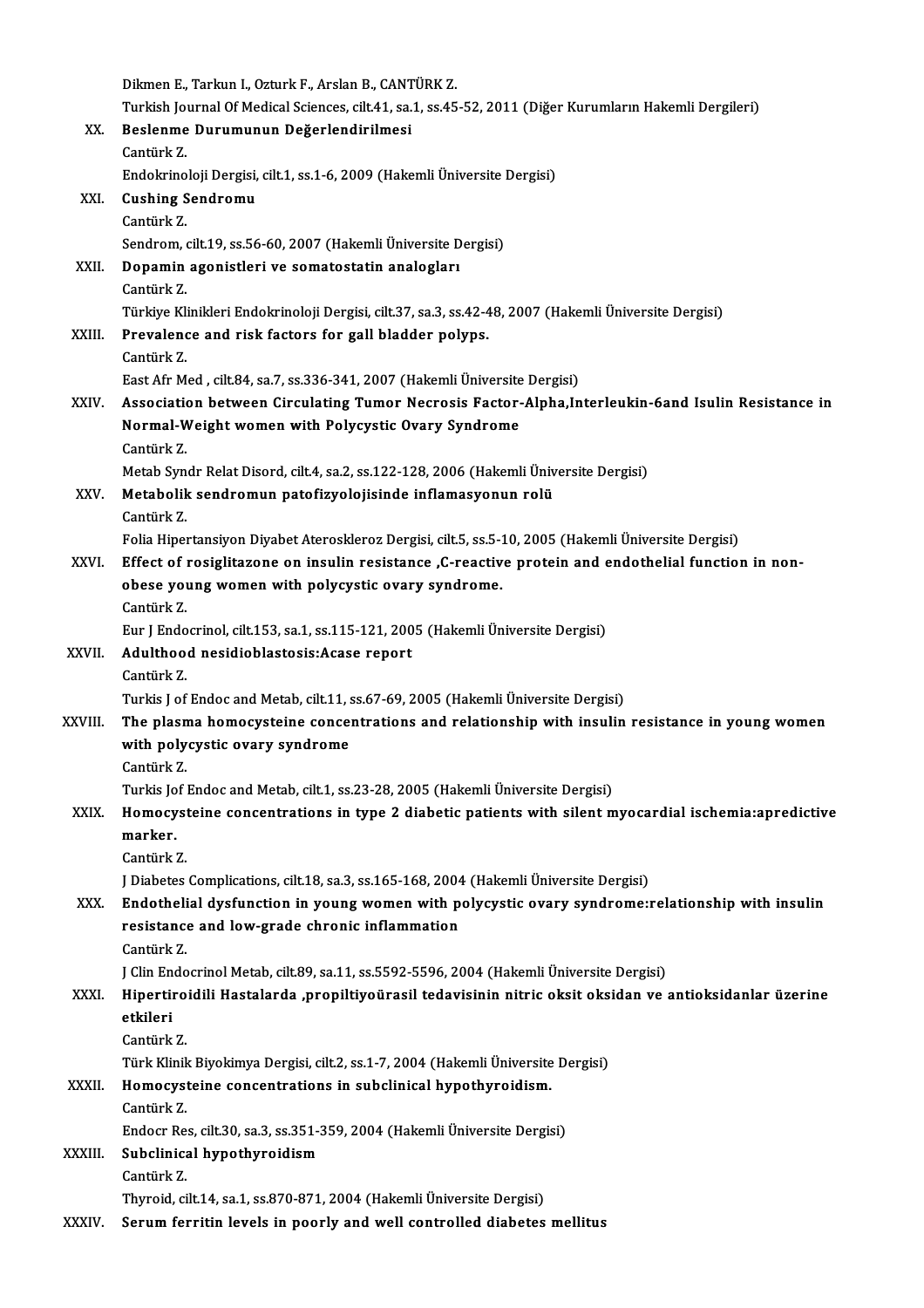Dikmen E., Tarkun I., Ozturk F., Arslan B., CANTÜRK Z.
Turkish Journal Of Medical Sciences, cilt.41, sa.1, ss.45-52, 2011 (Diğer Kurumların Hakemli Dergileri)

XX. **Beslenme Durumunun Değerlendirilmesi**
Cantürk Z.
Endokrinoloji Dergisi, cilt.1, ss.1-6, 2009 (Hakemli Üniversite Dergisi)

XXI. **Cushing Sendromu**
Cantürk Z.
Sendrom, cilt.19, ss.56-60, 2007 (Hakemli Üniversite Dergisi)

XXII. **Dopamin agonistleri ve somatostatin analogları**
Cantürk Z.
Türkiye Klinikleri Endokrinoloji Dergisi, cilt.37, sa.3, ss.42-48, 2007 (Hakemli Üniversite Dergisi)

XXIII. **Prevalence and risk factors for gall bladder polyps.**
Cantürk Z.
East Afr Med , cilt.84, sa.7, ss.336-341, 2007 (Hakemli Üniversite Dergisi)

XXIV. **Association between Circulating Tumor Necrosis Factor-Alpha,Interleukin-6and Isulin Resistance in Normal-Weight women with Polycystic Ovary Syndrome**
Cantürk Z.
Metab Syndr Relat Disord, cilt.4, sa.2, ss.122-128, 2006 (Hakemli Üniversite Dergisi)

XXV. **Metabolik sendromun patofizyolojisinde inflamasyonun rolü**
Cantürk Z.
Folia Hipertansiyon Diyabet Ateroskleroz Dergisi, cilt.5, ss.5-10, 2005 (Hakemli Üniversite Dergisi)

XXVI. **Effect of rosiglitazone on insulin resistance ,C-reactive protein and endothelial function in non-obese young women with polycystic ovary syndrome.**
Cantürk Z.
Eur J Endocrinol, cilt.153, sa.1, ss.115-121, 2005 (Hakemli Üniversite Dergisi)

XXVII. **Adulthood nesidioblastosis:Acase report**
Cantürk Z.
Turkis J of Endoc and Metab, cilt.11, ss.67-69, 2005 (Hakemli Üniversite Dergisi)

XXVIII. **The plasma homocysteine concentrations and relationship with insulin resistance in young women with polycystic ovary syndrome**
Cantürk Z.
Turkis Jof Endoc and Metab, cilt.1, ss.23-28, 2005 (Hakemli Üniversite Dergisi)

XXIX. **Homocysteine concentrations in type 2 diabetic patients with silent myocardial ischemia:apredictive marker.**
Cantürk Z.
J Diabetes Complications, cilt.18, sa.3, ss.165-168, 2004 (Hakemli Üniversite Dergisi)

XXX. **Endothelial dysfunction in young women with polycystic ovary syndrome:relationship with insulin resistance and low-grade chronic inflammation**
Cantürk Z.
J Clin Endocrinol Metab, cilt.89, sa.11, ss.5592-5596, 2004 (Hakemli Üniversite Dergisi)

XXXI. **Hipertiroidili Hastalarda ,propiltiyoürasil tedavisinin nitric oksit oksidan ve antioksidanlar üzerine etkileri**
Cantürk Z.
Türk Klinik Biyokimya Dergisi, cilt.2, ss.1-7, 2004 (Hakemli Üniversite Dergisi)

XXXII. **Homocysteine concentrations in subclinical hypothyroidism.**
Cantürk Z.
Endocr Res, cilt.30, sa.3, ss.351-359, 2004 (Hakemli Üniversite Dergisi)

XXXIII. **Subclinical hypothyroidism**
Cantürk Z.
Thyroid, cilt.14, sa.1, ss.870-871, 2004 (Hakemli Üniversite Dergisi)

XXXIV. **Serum ferritin levels in poorly and well controlled diabetes mellitus**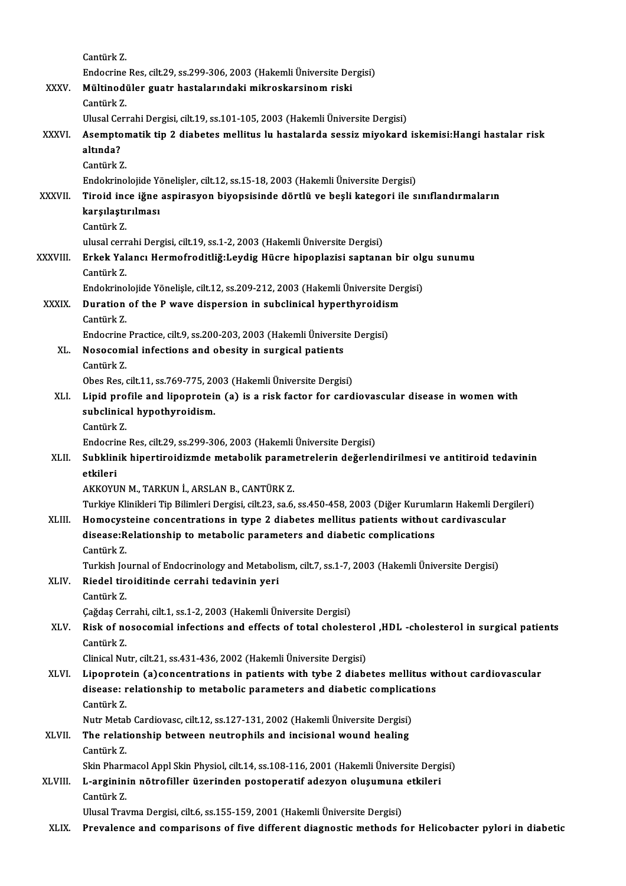Cantürk Z.
Endocrine Res, cilt.29, ss.299-306, 2003 (Hakemli Üniversite Dergisi)

XXXV. **Mültinodüler guatr hastalarındaki mikroskarsinom riski**
Cantürk Z.
Ulusal Cerrahi Dergisi, cilt.19, ss.101-105, 2003 (Hakemli Üniversite Dergisi)

XXXVI. **Asemptomatik tip 2 diabetes mellitus lu hastalarda sessiz miyokard iskemisi:Hangi hastalar risk altında?**
Cantürk Z.
Endokrinolojide Yönelişler, cilt.12, ss.15-18, 2003 (Hakemli Üniversite Dergisi)

XXXVII. **Tiroid ince iğne aspirasyon biyopsisinde dörtlü ve beşli kategori ile sınıflandırmaların karşılaştırılması**
Cantürk Z.
ulusal cerrahi Dergisi, cilt.19, ss.1-2, 2003 (Hakemli Üniversite Dergisi)

XXXVIII. **Erkek Yalancı Hermofroditliğ:Leydig Hücre hipoplazisi saptanan bir olgu sunumu**
Cantürk Z.
Endokrinolojide Yönelişle, cilt.12, ss.209-212, 2003 (Hakemli Üniversite Dergisi)

XXXIX. **Duration of the P wave dispersion in subclinical hyperthyroidism**
Cantürk Z.
Endocrine Practice, cilt.9, ss.200-203, 2003 (Hakemli Üniversite Dergisi)

XL. **Nosocomial infections and obesity in surgical patients**
Cantürk Z.
Obes Res, cilt.11, ss.769-775, 2003 (Hakemli Üniversite Dergisi)

XLI. **Lipid profile and lipoprotein (a) is a risk factor for cardiovascular disease in women with subclinical hypothyroidism.**
Cantürk Z.
Endocrine Res, cilt.29, ss.299-306, 2003 (Hakemli Üniversite Dergisi)

XLII. **Subklinik hipertiroidizmde metabolik parametrelerin değerlendirilmesi ve antitiroid tedavinin etkileri**
AKKOYUN M., TARKUN İ., ARSLAN B., CANTÜRK Z.
Turkiye Klinikleri Tip Bilimleri Dergisi, cilt.23, sa.6, ss.450-458, 2003 (Diğer Kurumların Hakemli Dergileri)

XLIII. **Homocysteine concentrations in type 2 diabetes mellitus patients without cardivascular disease:Relationship to metabolic parameters and diabetic complications**
Cantürk Z.
Turkish Journal of Endocrinology and Metabolism, cilt.7, ss.1-7, 2003 (Hakemli Üniversite Dergisi)

XLIV. **Riedel tiroiditinde cerrahi tedavinin yeri**
Cantürk Z.
Çağdaş Cerrahi, cilt.1, ss.1-2, 2003 (Hakemli Üniversite Dergisi)

XLV. **Risk of nosocomial infections and effects of total cholesterol ,HDL -cholesterol in surgical patients**
Cantürk Z.
Clinical Nutr, cilt.21, ss.431-436, 2002 (Hakemli Üniversite Dergisi)

XLVI. **Lipoprotein (a)concentrations in patients with tybe 2 diabetes mellitus without cardiovascular disease: relationship to metabolic parameters and diabetic complications**
Cantürk Z.
Nutr Metab Cardiovasc, cilt.12, ss.127-131, 2002 (Hakemli Üniversite Dergisi)

XLVII. **The relationship between neutrophils and incisional wound healing**
Cantürk Z.
Skin Pharmacol Appl Skin Physiol, cilt.14, ss.108-116, 2001 (Hakemli Üniversite Dergisi)

XLVIII. **L-argininin nötrofiller üzerinden postoperatif adezyon oluşumuna etkileri**
Cantürk Z.
Ulusal Travma Dergisi, cilt.6, ss.155-159, 2001 (Hakemli Üniversite Dergisi)

XLIX. **Prevalence and comparisons of five different diagnostic methods for Helicobacter pylori in diabetic**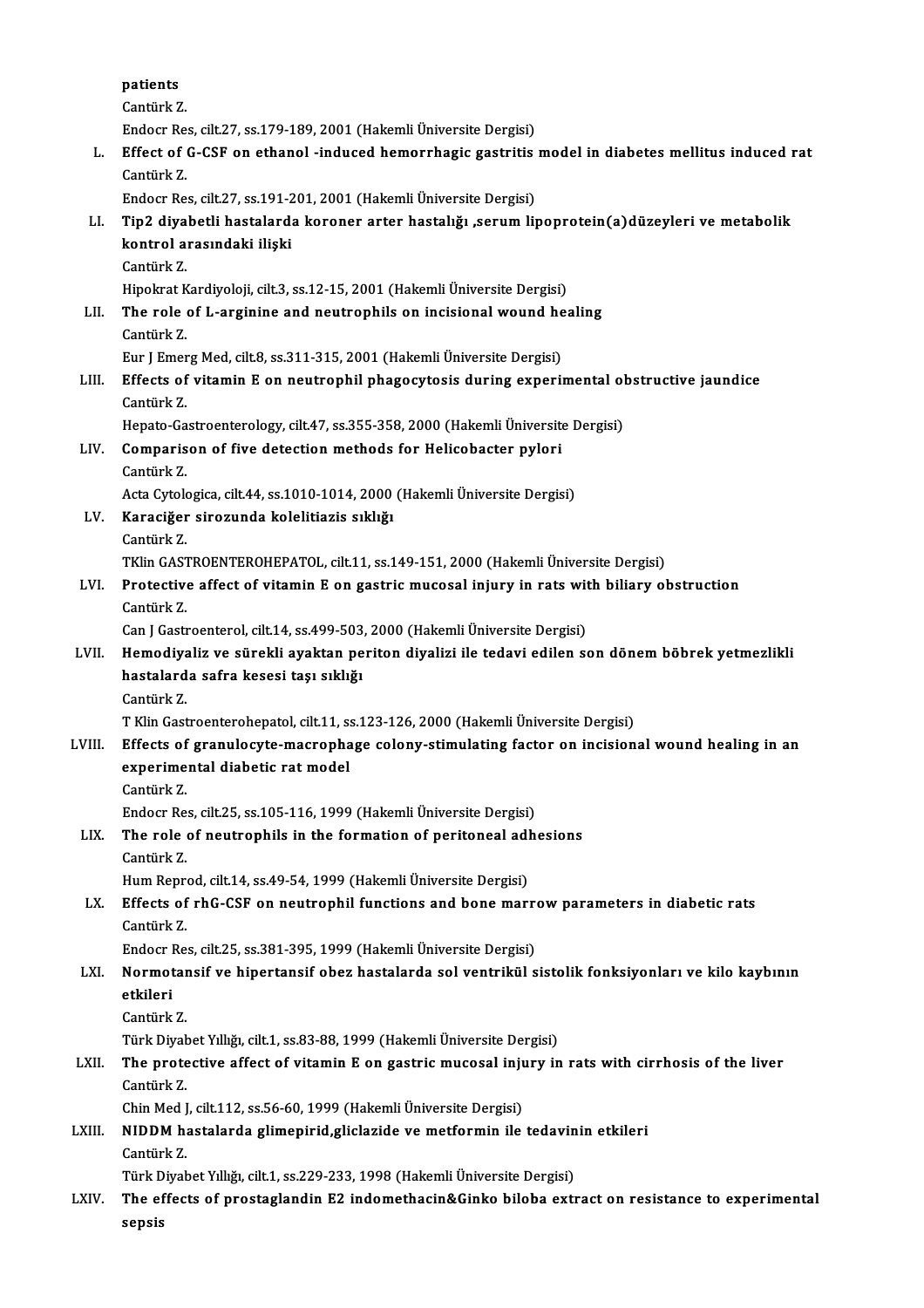patients
Cantürk Z.
Endocr Res, cilt.27, ss.179-189, 2001 (Hakemli Üniversite Dergisi)

L. **Effect of G-CSF on ethanol -induced hemorrhagic gastritis model in diabetes mellitus induced rat**
Cantürk Z.
Endocr Res, cilt.27, ss.191-201, 2001 (Hakemli Üniversite Dergisi)

LI. **Tip2 diyabetli hastalarda koroner arter hastalığı ,serum lipoprotein(a)düzeyleri ve metabolik kontrol arasındaki ilişki**
Cantürk Z.
Hipokrat Kardiyoloji, cilt.3, ss.12-15, 2001 (Hakemli Üniversite Dergisi)

LII. **The role of L-arginine and neutrophils on incisional wound healing**
Cantürk Z.
Eur J Emerg Med, cilt.8, ss.311-315, 2001 (Hakemli Üniversite Dergisi)

LIII. **Effects of vitamin E on neutrophil phagocytosis during experimental obstructive jaundice**
Cantürk Z.
Hepato-Gastroenterology, cilt.47, ss.355-358, 2000 (Hakemli Üniversite Dergisi)

LIV. **Comparison of five detection methods for Helicobacter pylori**
Cantürk Z.
Acta Cytologica, cilt.44, ss.1010-1014, 2000 (Hakemli Üniversite Dergisi)

LV. **Karaciğer sirozunda kolelitiazis sıklığı**
Cantürk Z.
TKlin GASTROENTEROHEPATOL, cilt.11, ss.149-151, 2000 (Hakemli Üniversite Dergisi)

LVI. **Protective affect of vitamin E on gastric mucosal injury in rats with biliary obstruction**
Cantürk Z.
Can J Gastroenterol, cilt.14, ss.499-503, 2000 (Hakemli Üniversite Dergisi)

LVII. **Hemodiyaliz ve sürekli ayaktan periton diyalizi ile tedavi edilen son dönem böbrek yetmezlikli hastalarda safra kesesi taşı sıklığı**
Cantürk Z.
T Klin Gastroenterohepatol, cilt.11, ss.123-126, 2000 (Hakemli Üniversite Dergisi)

LVIII. **Effects of granulocyte-macrophage colony-stimulating factor on incisional wound healing in an experimental diabetic rat model**
Cantürk Z.
Endocr Res, cilt.25, ss.105-116, 1999 (Hakemli Üniversite Dergisi)

LIX. **The role of neutrophils in the formation of peritoneal adhesions**
Cantürk Z.
Hum Reprod, cilt.14, ss.49-54, 1999 (Hakemli Üniversite Dergisi)

LX. **Effects of rhG-CSF on neutrophil functions and bone marrow parameters in diabetic rats**
Cantürk Z.
Endocr Res, cilt.25, ss.381-395, 1999 (Hakemli Üniversite Dergisi)

LXI. **Normotansif ve hipertansif obez hastalarda sol ventrikül sistolik fonksiyonları ve kilo kaybının etkileri**
Cantürk Z.
Türk Diyabet Yıllığı, cilt.1, ss.83-88, 1999 (Hakemli Üniversite Dergisi)

LXII. **The protective affect of vitamin E on gastric mucosal injury in rats with cirrhosis of the liver**
Cantürk Z.
Chin Med J, cilt.112, ss.56-60, 1999 (Hakemli Üniversite Dergisi)

LXIII. **NIDDM hastalarda glimepirid,gliclazide ve metformin ile tedavinin etkileri**
Cantürk Z.
Türk Diyabet Yıllığı, cilt.1, ss.229-233, 1998 (Hakemli Üniversite Dergisi)

LXIV. **The effects of prostaglandin E2 indomethacin&Ginko biloba extract on resistance to experimental sepsis**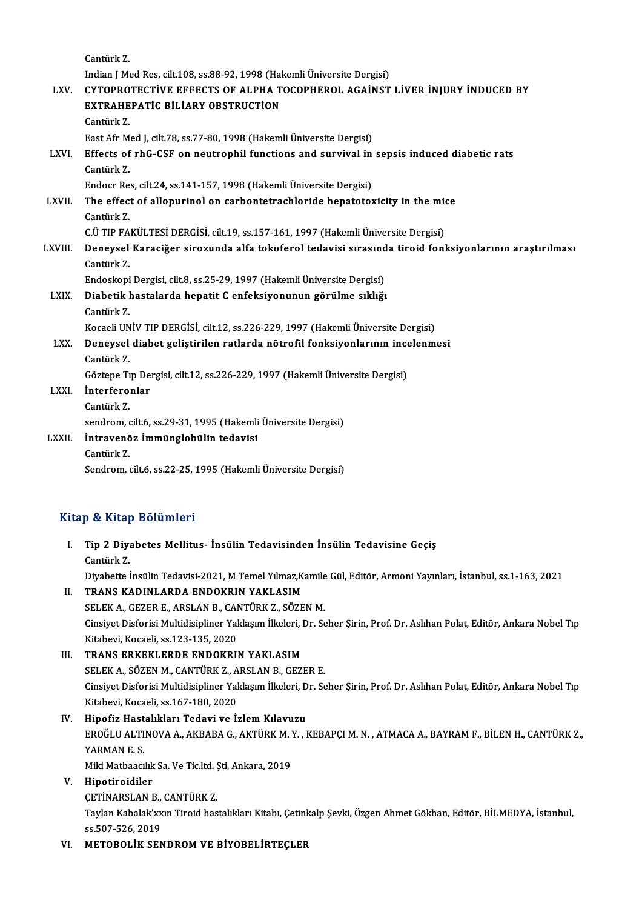Cantürk Z.
Indian J Med Res, cilt.108, ss.88-92, 1998 (Hakemli Üniversite Dergisi)

LXV. **CYTOPROTECTİVE EFFECTS OF ALPHA TOCOPHEROL AGAİNST LİVER İNJURY İNDUCED BY EXTRAHEPATİC BİLİARY OBSTRUCTİON**
Cantürk Z.
East Afr Med J, cilt.78, ss.77-80, 1998 (Hakemli Üniversite Dergisi)

LXVI. **Effects of rhG-CSF on neutrophil functions and survival in sepsis induced diabetic rats**
Cantürk Z.
Endocr Res, cilt.24, ss.141-157, 1998 (Hakemli Üniversite Dergisi)

LXVII. **The effect of allopurinol on carbontetrachloride hepatotoxicity in the mice**
Cantürk Z.
C.Ü TIP FAKÜLTESİ DERGİSİ, cilt.19, ss.157-161, 1997 (Hakemli Üniversite Dergisi)

LXVIII. **Deneysel Karaciğer sirozunda alfa tokoferol tedavisi sırasında tiroid fonksiyonlarının araştırılması**
Cantürk Z.
Endoskopi Dergisi, cilt.8, ss.25-29, 1997 (Hakemli Üniversite Dergisi)

LXIX. **Diabetik hastalarda hepatit C enfeksiyonunun görülme sıklığı**
Cantürk Z.
Kocaeli UNİV TIP DERGİSİ, cilt.12, ss.226-229, 1997 (Hakemli Üniversite Dergisi)

LXX. **Deneysel diabet geliştirilen ratlarda nötrofil fonksiyonlarının incelenmesi**
Cantürk Z.
Göztepe Tıp Dergisi, cilt.12, ss.226-229, 1997 (Hakemli Üniversite Dergisi)

LXXI. **İnterferonlar**
Cantürk Z.
sendrom, cilt.6, ss.29-31, 1995 (Hakemli Üniversite Dergisi)

LXXII. **İntravenöz İmmünglobülin tedavisi**
Cantürk Z.
Sendrom, cilt.6, ss.22-25, 1995 (Hakemli Üniversite Dergisi)

## Kitap & Kitap Bölümleri

I. **Tip 2 Diyabetes Mellitus- İnsülin Tedavisinden İnsülin Tedavisine Geçiş**
Cantürk Z.
Diyabette İnsülin Tedavisi-2021, M Temel Yılmaz,Kamile Gül, Editör, Armoni Yayınları, İstanbul, ss.1-163, 2021

II. **TRANS KADINLARDA ENDOKRIN YAKLASIM**
SELEK A., GEZER E., ARSLAN B., CANTÜRK Z., SÖZEN M.
Cinsiyet Disforisi Multidisipliner Yaklaşım İlkeleri, Dr. Seher Şirin, Prof. Dr. Aslıhan Polat, Editör, Ankara Nobel Tıp Kitabevi, Kocaeli, ss.123-135, 2020

III. **TRANS ERKEKLERDE ENDOKRIN YAKLASIM**
SELEK A., SÖZEN M., CANTÜRK Z., ARSLAN B., GEZER E.
Cinsiyet Disforisi Multidisipliner Yaklaşım İlkeleri, Dr. Seher Şirin, Prof. Dr. Aslıhan Polat, Editör, Ankara Nobel Tıp Kitabevi, Kocaeli, ss.167-180, 2020

IV. **Hipofiz Hastalıkları Tedavi ve İzlem Kılavuzu**
EROĞLU ALTINOVA A., AKBABA G., AKTÜRK M. Y. , KEBAPÇI M. N. , ATMACA A., BAYRAM F., BİLEN H., CANTÜRK Z., YARMAN E. S.
Miki Matbaacılık Sa. Ve Tic.ltd. Şti, Ankara, 2019

V. **Hipotiroidiler**
ÇETİNARSLAN B., CANTÜRK Z.
Taylan Kabalak'xxın Tiroid hastalıkları Kitabı, Çetinkalp Şevki, Özgen Ahmet Gökhan, Editör, BİLMEDYA, İstanbul, ss.507-526, 2019

VI. **METOBOLİK SENDROM VE BİYOBELİRTEÇLER**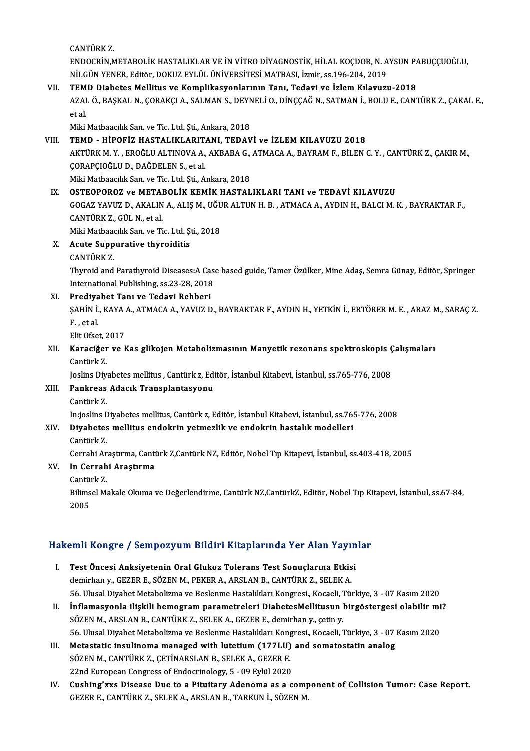CANTÜRK Z.

ENDOCRİN,METABOLİK HASTALIKLAR VE İN VİTRO DİYAGNOSTİK, HİLAL KOÇDOR, N. AYSUN PABUÇÇUOĞLU, NİLGÜN YENER, Editör, DOKUZ EYLÜL ÜNİVERSİTESİ MATBASI, İzmir, ss.196-204, 2019

VII. **TEMD Diabetes Mellitus ve Komplikasyonlarının Tanı, Tedavi ve İzlem Kılavuzu-2018**
AZAL Ö., BAŞKAL N., ÇORAKÇI A., SALMAN S., DEYNELİ O., DİNÇÇAĞ N., SATMAN İ., BOLU E., CANTÜRK Z., ÇAKAL E., et al.
Miki Matbaacılık San. ve Tic. Ltd. Şti., Ankara, 2018

VIII. **TEMD - HİPOFİZ HASTALIKLARITANI, TEDAVİ ve İZLEM KILAVUZU 2018**
AKTÜRK M. Y. , EROĞLU ALTINOVA A., AKBABA G., ATMACA A., BAYRAM F., BİLEN C. Y. , CANTÜRK Z., ÇAKIR M., ÇORAPÇIOĞLU D., DAĞDELEN S., et al.
Miki Matbaacılık San. ve Tic. Ltd. Şti., Ankara, 2018

IX. **OSTEOPOROZ ve METABOLİK KEMİK HASTALIKLARI TANI ve TEDAVİ KILAVUZU**
GOGAZ YAVUZ D., AKALIN A., ALIŞ M., UĞUR ALTUN H. B. , ATMACA A., AYDIN H., BALCI M. K. , BAYRAKTAR F., CANTÜRK Z., GÜL N., et al.
Miki Matbaacılık San. ve Tic. Ltd. Şti., 2018

X. **Acute Suppurative thyroiditis**
CANTÜRK Z.
Thyroid and Parathyroid Diseases:A Case based guide, Tamer Özülker, Mine Adaş, Semra Günay, Editör, Springer International Publishing, ss.23-28, 2018

XI. **Prediyabet Tanı ve Tedavi Rehberi**
ŞAHİN İ., KAYA A., ATMACA A., YAVUZ D., BAYRAKTAR F., AYDIN H., YETKİN İ., ERTÖRER M. E. , ARAZ M., SARAÇ Z. F. , et al.
Elit Ofset, 2017

XII. **Karaciğer ve Kas glikojen Metabolizmasının Manyetik rezonans spektroskopis Çalışmaları**
Cantürk Z.
Joslins Diyabetes mellitus , Cantürk z, Editör, İstanbul Kitabevi, İstanbul, ss.765-776, 2008

XIII. **Pankreas Adacık Transplantasyonu**
Cantürk Z.
In:joslins Diyabetes mellitus, Cantürk z, Editör, İstanbul Kitabevi, İstanbul, ss.765-776, 2008

XIV. **Diyabetes mellitus endokrin yetmezlik ve endokrin hastalık modelleri**
Cantürk Z.
Cerrahi Araştırma, Cantürk Z,Cantürk NZ, Editör, Nobel Tıp Kitapevi, İstanbul, ss.403-418, 2005

XV. **In Cerrahi Araştırma**
Cantürk Z.
Bilimsel Makale Okuma ve Değerlendirme, Cantürk NZ,CantürkZ, Editör, Nobel Tıp Kitapevi, İstanbul, ss.67-84, 2005

## Hakemli Kongre / Sempozyum Bildiri Kitaplarında Yer Alan Yayınlar

I. **Test Öncesi Anksiyetenin Oral Glukoz Tolerans Test Sonuçlarına Etkisi**
demirhan y., GEZER E., SÖZEN M., PEKER A., ARSLAN B., CANTÜRK Z., SELEK A.
56. Ulusal Diyabet Metabolizma ve Beslenme Hastalıkları Kongresi., Kocaeli, Türkiye, 3 - 07 Kasım 2020

II. **İnflamasyonla ilişkili hemogram parametreleri DiabetesMellitusun birgöstergesi olabilir mi?**
SÖZEN M., ARSLAN B., CANTÜRK Z., SELEK A., GEZER E., demirhan y., çetin y.
56. Ulusal Diyabet Metabolizma ve Beslenme Hastalıkları Kongresi., Kocaeli, Türkiye, 3 - 07 Kasım 2020

III. **Metastatic insulinoma managed with lutetium (177LU) and somatostatin analog**
SÖZEN M., CANTÜRK Z., ÇETİNARSLAN B., SELEK A., GEZER E.
22nd European Congress of Endocrinology, 5 - 09 Eylül 2020

IV. **Cushing'xxs Disease Due to a Pituitary Adenoma as a component of Collision Tumor: Case Report.**
GEZER E., CANTÜRK Z., SELEK A., ARSLAN B., TARKUN İ., SÖZEN M.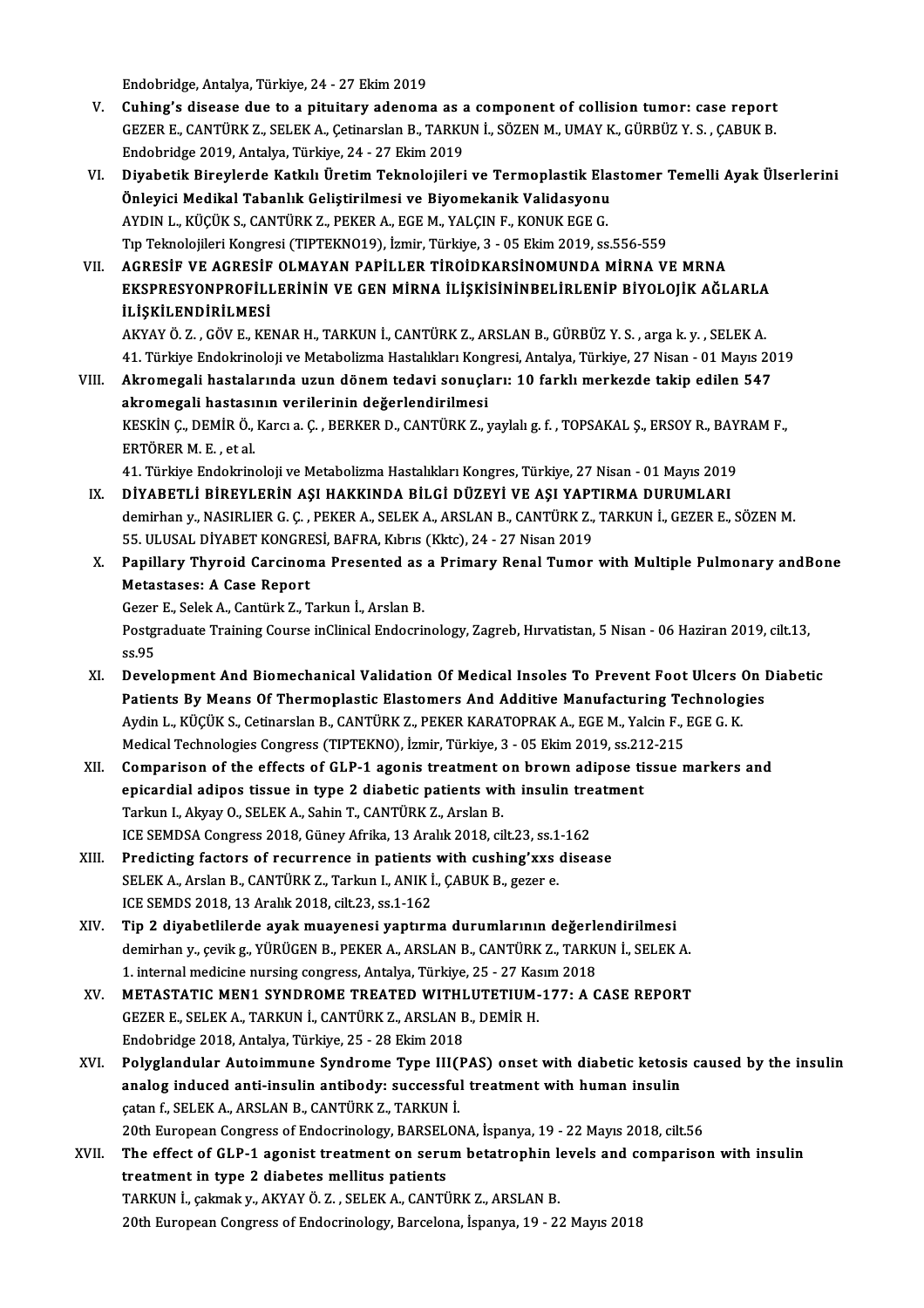Endobridge, Antalya, Türkiye, 24 - 27 Ekim 2019

V. **Cuhing's disease due to a pituitary adenoma as a component of collision tumor: case report**
GEZER E., CANTÜRK Z., SELEK A., Çetinarslan B., TARKUN İ., SÖZEN M., UMAY K., GÜRBÜZ Y. S. , ÇABUK B.
Endobridge 2019, Antalya, Türkiye, 24 - 27 Ekim 2019

VI. **Diyabetik Bireylerde Katkılı Üretim Teknolojileri ve Termoplastik Elastomer Temelli Ayak Ülserlerini Önleyici Medikal Tabanlık Geliştirilmesi ve Biyomekanik Validasyonu**
AYDIN L., KÜÇÜK S., CANTÜRK Z., PEKER A., EGE M., YALÇIN F., KONUK EGE G.
Tıp Teknolojileri Kongresi (TIPTEKNO19), İzmir, Türkiye, 3 - 05 Ekim 2019, ss.556-559

VII. **AGRESİF VE AGRESİF OLMAYAN PAPİLLER TİROİDKARSİNOMUNDA MİRNA VE MRNA EKSPRESYONPROFİLLERİNİN VE GEN MİRNA İLİŞKİSİNİNBELİRLENİP BİYOLOJİK AĞLARLA İLİŞKİLENDİRİLMESİ**
AKYAY Ö. Z. , GÖV E., KENAR H., TARKUN İ., CANTÜRK Z., ARSLAN B., GÜRBÜZ Y. S. , arga k. y. , SELEK A.
41. Türkiye Endokrinoloji ve Metabolizma Hastalıkları Kongresi, Antalya, Türkiye, 27 Nisan - 01 Mayıs 2019

VIII. **Akromegali hastalarında uzun dönem tedavi sonuçları: 10 farklı merkezde takip edilen 547 akromegali hastasının verilerinin değerlendirilmesi**
KESKİN Ç., DEMİR Ö., Karcı a. Ç. , BERKER D., CANTÜRK Z., yaylalı g. f. , TOPSAKAL Ş., ERSOY R., BAYRAM F., ERTÖRER M. E. , et al.
41. Türkiye Endokrinoloji ve Metabolizma Hastalıkları Kongres, Türkiye, 27 Nisan - 01 Mayıs 2019

IX. **DİYABETLİ BİREYLERİN AŞI HAKKINDA BİLGİ DÜZEYİ VE AŞI YAPTIRMA DURUMLARI**
demirhan y., NASIRLIER G. Ç. , PEKER A., SELEK A., ARSLAN B., CANTÜRK Z., TARKUN İ., GEZER E., SÖZEN M.
55. ULUSAL DİYABET KONGRESİ, BAFRA, Kıbrıs (Kktc), 24 - 27 Nisan 2019

X. **Papillary Thyroid Carcinoma Presented as a Primary Renal Tumor with Multiple Pulmonary andBone Metastases: A Case Report**
Gezer E., Selek A., Cantürk Z., Tarkun İ., Arslan B.
Postgraduate Training Course inClinical Endocrinology, Zagreb, Hırvatistan, 5 Nisan - 06 Haziran 2019, cilt.13, ss.95

XI. **Development And Biomechanical Validation Of Medical Insoles To Prevent Foot Ulcers On Diabetic Patients By Means Of Thermoplastic Elastomers And Additive Manufacturing Technologies**
Aydin L., KÜÇÜK S., Cetinarslan B., CANTÜRK Z., PEKER KARATOPRAK A., EGE M., Yalcin F., EGE G. K.
Medical Technologies Congress (TIPTEKNO), İzmir, Türkiye, 3 - 05 Ekim 2019, ss.212-215

XII. **Comparison of the effects of GLP-1 agonis treatment on brown adipose tissue markers and epicardial adipos tissue in type 2 diabetic patients with insulin treatment**
Tarkun I., Akyay O., SELEK A., Sahin T., CANTÜRK Z., Arslan B.
ICE SEMDSA Congress 2018, Güney Afrika, 13 Aralık 2018, cilt.23, ss.1-162

XIII. **Predicting factors of recurrence in patients with cushing'xxs disease**
SELEK A., Arslan B., CANTÜRK Z., Tarkun I., ANIK İ., ÇABUK B., gezer e.
ICE SEMDS 2018, 13 Aralık 2018, cilt.23, ss.1-162

XIV. **Tip 2 diyabetlilerde ayak muayenesi yaptırma durumlarının değerlendirilmesi**
demirhan y., çevik g., YÜRÜGEN B., PEKER A., ARSLAN B., CANTÜRK Z., TARKUN İ., SELEK A.
1. internal medicine nursing congress, Antalya, Türkiye, 25 - 27 Kasım 2018

XV. **METASTATIC MEN1 SYNDROME TREATED WITHLUTETIUM-177: A CASE REPORT**
GEZER E., SELEK A., TARKUN İ., CANTÜRK Z., ARSLAN B., DEMİR H.
Endobridge 2018, Antalya, Türkiye, 25 - 28 Ekim 2018

XVI. **Polyglandular Autoimmune Syndrome Type III(PAS) onset with diabetic ketosis caused by the insulin analog induced anti-insulin antibody: successful treatment with human insulin**
çatan f., SELEK A., ARSLAN B., CANTÜRK Z., TARKUN İ.
20th European Congress of Endocrinology, BARSELONA, İspanya, 19 - 22 Mayıs 2018, cilt.56

XVII. **The effect of GLP-1 agonist treatment on serum betatrophin levels and comparison with insulin treatment in type 2 diabetes mellitus patients**
TARKUN İ., çakmak y., AKYAY Ö. Z. , SELEK A., CANTÜRK Z., ARSLAN B.
20th European Congress of Endocrinology, Barcelona, İspanya, 19 - 22 Mayıs 2018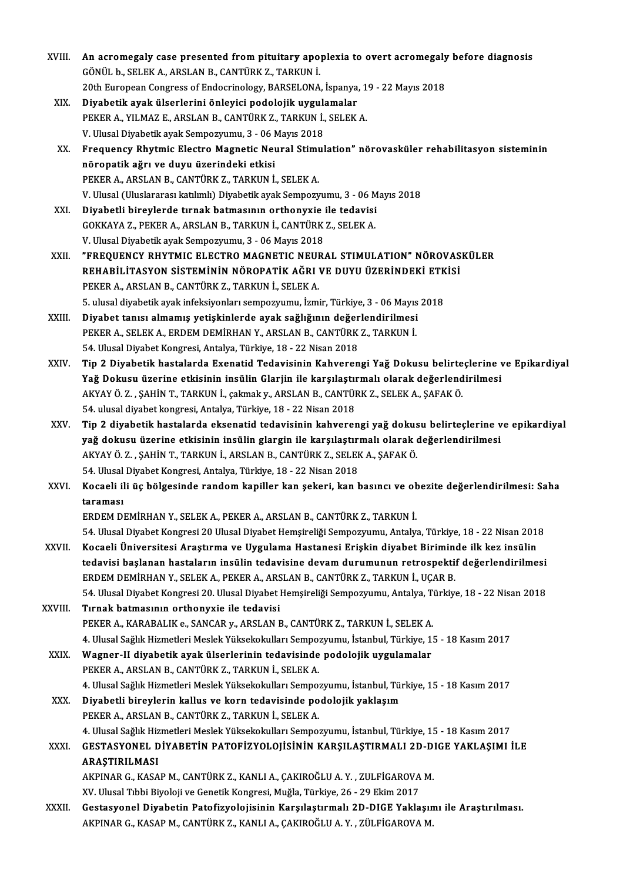XVIII. **An acromegaly case presented from pituitary apoplexia to overt acromegaly before diagnosis**
GÖNÜL b., SELEK A., ARSLAN B., CANTÜRK Z., TARKUN İ.
20th European Congress of Endocrinology, BARSELONA, İspanya, 19 - 22 Mayıs 2018

XIX. **Diyabetik ayak ülserlerini önleyici podolojik uygulamalar**
PEKER A., YILMAZ E., ARSLAN B., CANTÜRK Z., TARKUN İ., SELEK A.
V. Ulusal Diyabetik ayak Sempozyumu, 3 - 06 Mayıs 2018

XX. **Frequency Rhytmic Electro Magnetic Neural Stimulation" nörovasküler rehabilitasyon sisteminin nöropatik ağrı ve duyu üzerindeki etkisi**
PEKER A., ARSLAN B., CANTÜRK Z., TARKUN İ., SELEK A.
V. Ulusal (Uluslararası katılımlı) Diyabetik ayak Sempozyumu, 3 - 06 Mayıs 2018

XXI. **Diyabetli bireylerde tırnak batmasının orthonyxie ile tedavisi**
GOKKAYA Z., PEKER A., ARSLAN B., TARKUN İ., CANTÜRK Z., SELEK A.
V. Ulusal Diyabetik ayak Sempozyumu, 3 - 06 Mayıs 2018

XXII. **"FREQUENCY RHYTMIC ELECTRO MAGNETIC NEURAL STIMULATION" NÖROVASKÜLER REHABİLİTASYON SİSTEMİNİN NÖROPATİK AĞRI VE DUYU ÜZERİNDEKİ ETKİSİ**
PEKER A., ARSLAN B., CANTÜRK Z., TARKUN İ., SELEK A.
5. ulusal diyabetik ayak infeksiyonları sempozyumu, İzmir, Türkiye, 3 - 06 Mayıs 2018

XXIII. **Diyabet tanısı almamış yetişkinlerde ayak sağlığının değerlendirilmesi**
PEKER A., SELEK A., ERDEM DEMİRHAN Y., ARSLAN B., CANTÜRK Z., TARKUN İ.
54. Ulusal Diyabet Kongresi, Antalya, Türkiye, 18 - 22 Nisan 2018

XXIV. **Tip 2 Diyabetik hastalarda Exenatid Tedavisinin Kahverengi Yağ Dokusu belirteçlerine ve Epikardiyal Yağ Dokusu üzerine etkisinin insülin Glarjin ile karşılaştırmalı olarak değerlendirilmesi**
AKYAY Ö. Z. , ŞAHİN T., TARKUN İ., çakmak y., ARSLAN B., CANTÜRK Z., SELEK A., ŞAFAK Ö.
54. ulusal diyabet kongresi, Antalya, Türkiye, 18 - 22 Nisan 2018

XXV. **Tip 2 diyabetik hastalarda eksenatid tedavisinin kahverengi yağ dokusu belirteçlerine ve epikardiyal yağ dokusu üzerine etkisinin insülin glargin ile karşılaştırmalı olarak değerlendirilmesi**
AKYAY Ö. Z. , ŞAHİN T., TARKUN İ., ARSLAN B., CANTÜRK Z., SELEK A., ŞAFAK Ö.
54. Ulusal Diyabet Kongresi, Antalya, Türkiye, 18 - 22 Nisan 2018

XXVI. **Kocaeli ili üç bölgesinde random kapiller kan şekeri, kan basıncı ve obezite değerlendirilmesi: Saha taraması**
ERDEM DEMİRHAN Y., SELEK A., PEKER A., ARSLAN B., CANTÜRK Z., TARKUN İ.
54. Ulusal Diyabet Kongresi 20 Ulusal Diyabet Hemşireliği Sempozyumu, Antalya, Türkiye, 18 - 22 Nisan 2018

XXVII. **Kocaeli Üniversitesi Araştırma ve Uygulama Hastanesi Erişkin diyabet Biriminde ilk kez insülin tedavisi başlanan hastaların insülin tedavisine devam durumunun retrospektif değerlendirilmesi**
ERDEM DEMİRHAN Y., SELEK A., PEKER A., ARSLAN B., CANTÜRK Z., TARKUN İ., UÇAR B.
54. Ulusal Diyabet Kongresi 20. Ulusal Diyabet Hemşireliği Sempozyumu, Antalya, Türkiye, 18 - 22 Nisan 2018

XXVIII. **Tırnak batmasının orthonyxie ile tedavisi**
PEKER A., KARABALIK e., SANCAR y., ARSLAN B., CANTÜRK Z., TARKUN İ., SELEK A.
4. Ulusal Sağlık Hizmetleri Meslek Yüksekokulları Sempozyumu, İstanbul, Türkiye, 15 - 18 Kasım 2017

XXIX. **Wagner-II diyabetik ayak ülserlerinin tedavisinde podolojik uygulamalar**
PEKER A., ARSLAN B., CANTÜRK Z., TARKUN İ., SELEK A.
4. Ulusal Sağlık Hizmetleri Meslek Yüksekokulları Sempozyumu, İstanbul, Türkiye, 15 - 18 Kasım 2017

XXX. **Diyabetli bireylerin kallus ve korn tedavisinde podolojik yaklaşım**
PEKER A., ARSLAN B., CANTÜRK Z., TARKUN İ., SELEK A.
4. Ulusal Sağlık Hizmetleri Meslek Yüksekokulları Sempozyumu, İstanbul, Türkiye, 15 - 18 Kasım 2017

XXXI. **GESTASYONEL DİYABETİN PATOFİZYOLOJİSİNİN KARŞILAŞTIRMALI 2D-DIGE YAKLAŞIMI İLE ARAŞTIRILMASI**
AKPINAR G., KASAP M., CANTÜRK Z., KANLI A., ÇAKIROĞLU A. Y. , ZULFİGAROVA M.
XV. Ulusal Tıbbi Biyoloji ve Genetik Kongresi, Muğla, Türkiye, 26 - 29 Ekim 2017

XXXII. **Gestasyonel Diyabetin Patofizyolojisinin Karşılaştırmalı 2D-DIGE Yaklaşımı ile Araştırılması.**
AKPINAR G., KASAP M., CANTÜRK Z., KANLI A., ÇAKIROĞLU A. Y. , ZÜLFİGAROVA M.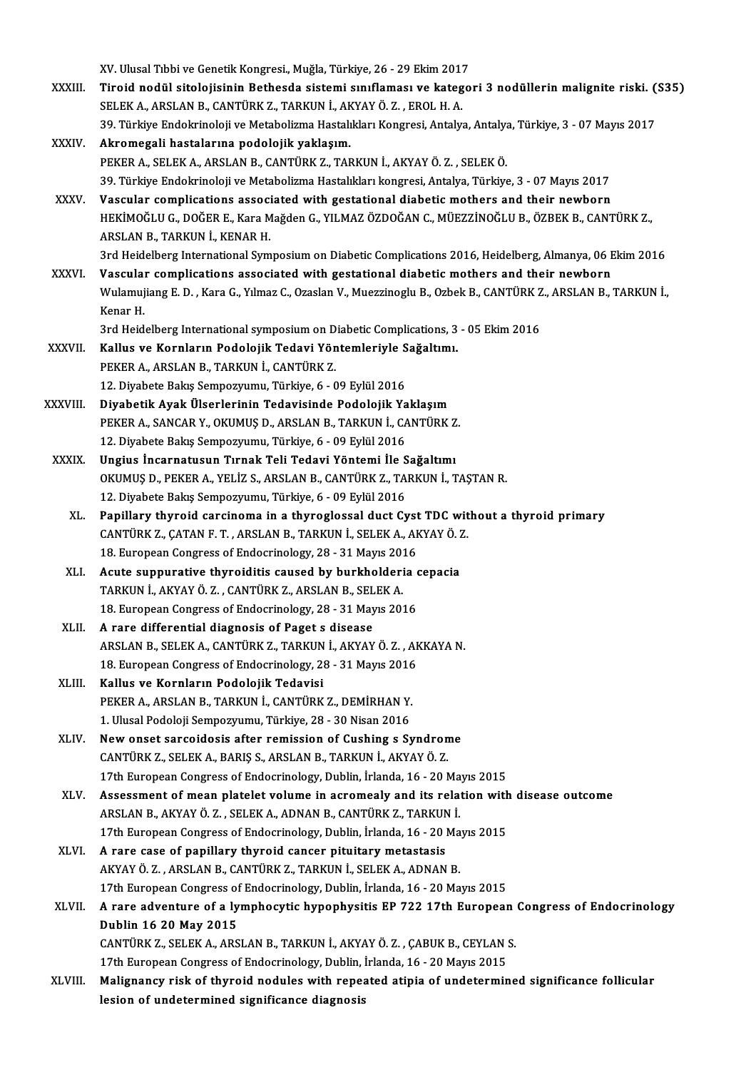XV. Ulusal Tıbbi ve Genetik Kongresi., Muğla, Türkiye, 26 - 29 Ekim 2017

XXXIII. **Tiroid nodül sitolojisinin Bethesda sistemi sınıflaması ve kategori 3 nodüllerin malignite riski. (S35)**
SELEK A., ARSLAN B., CANTÜRK Z., TARKUN İ., AKYAY Ö. Z. , EROL H. A.
39. Türkiye Endokrinoloji ve Metabolizma Hastalıkları Kongresi, Antalya, Antalya, Türkiye, 3 - 07 Mayıs 2017

XXXIV. **Akromegali hastalarına podolojik yaklaşım.**
PEKER A., SELEK A., ARSLAN B., CANTÜRK Z., TARKUN İ., AKYAY Ö. Z. , SELEK Ö.
39. Türkiye Endokrinoloji ve Metabolizma Hastalıkları kongresi, Antalya, Türkiye, 3 - 07 Mayıs 2017

XXXV. **Vascular complications associated with gestational diabetic mothers and their newborn**
HEKİMOĞLU G., DOĞER E., Kara Mağden G., YILMAZ ÖZDOĞAN C., MÜEZZİNOĞLU B., ÖZBEK B., CANTÜRK Z., ARSLAN B., TARKUN İ., KENAR H.
3rd Heidelberg International Symposium on Diabetic Complications 2016, Heidelberg, Almanya, 06 Ekim 2016

XXXVI. **Vascular complications associated with gestational diabetic mothers and their newborn**
Wulamujiang E. D. , Kara G., Yılmaz C., Ozaslan V., Muezzinoglu B., Ozbek B., CANTÜRK Z., ARSLAN B., TARKUN İ., Kenar H.
3rd Heidelberg International symposium on Diabetic Complications, 3 - 05 Ekim 2016

XXXVII. **Kallus ve Kornların Podolojik Tedavi Yöntemleriyle Sağaltımı.**
PEKER A., ARSLAN B., TARKUN İ., CANTÜRK Z.
12. Diyabete Bakış Sempozyumu, Türkiye, 6 - 09 Eylül 2016

XXXVIII. **Diyabetik Ayak Ülserlerinin Tedavisinde Podolojik Yaklaşım**
PEKER A., SANCAR Y., OKUMUŞ D., ARSLAN B., TARKUN İ., CANTÜRK Z.
12. Diyabete Bakış Sempozyumu, Türkiye, 6 - 09 Eylül 2016

XXXIX. **Ungius İncarnatusun Tırnak Teli Tedavi Yöntemi İle Sağaltımı**
OKUMUŞ D., PEKER A., YELİZ S., ARSLAN B., CANTÜRK Z., TARKUN İ., TAŞTAN R.
12. Diyabete Bakış Sempozyumu, Türkiye, 6 - 09 Eylül 2016

XL. **Papillary thyroid carcinoma in a thyroglossal duct Cyst TDC without a thyroid primary**
CANTÜRK Z., ÇATAN F. T. , ARSLAN B., TARKUN İ., SELEK A., AKYAY Ö. Z.
18. European Congress of Endocrinology, 28 - 31 Mayıs 2016

XLI. **Acute suppurative thyroiditis caused by burkholderia cepacia**
TARKUN İ., AKYAY Ö. Z. , CANTÜRK Z., ARSLAN B., SELEK A.
18. European Congress of Endocrinology, 28 - 31 Mayıs 2016

XLII. **A rare differential diagnosis of Paget s disease**
ARSLAN B., SELEK A., CANTÜRK Z., TARKUN İ., AKYAY Ö. Z. , AKKAYA N.
18. European Congress of Endocrinology, 28 - 31 Mayıs 2016

XLIII. **Kallus ve Kornların Podolojik Tedavisi**
PEKER A., ARSLAN B., TARKUN İ., CANTÜRK Z., DEMİRHAN Y.
1. Ulusal Podoloji Sempozyumu, Türkiye, 28 - 30 Nisan 2016

XLIV. **New onset sarcoidosis after remission of Cushing s Syndrome**
CANTÜRK Z., SELEK A., BARIŞ S., ARSLAN B., TARKUN İ., AKYAY Ö. Z.
17th European Congress of Endocrinology, Dublin, İrlanda, 16 - 20 Mayıs 2015

XLV. **Assessment of mean platelet volume in acromealy and its relation with disease outcome**
ARSLAN B., AKYAY Ö. Z. , SELEK A., ADNAN B., CANTÜRK Z., TARKUN İ.
17th European Congress of Endocrinology, Dublin, İrlanda, 16 - 20 Mayıs 2015

XLVI. **A rare case of papillary thyroid cancer pituitary metastasis**
AKYAY Ö. Z. , ARSLAN B., CANTÜRK Z., TARKUN İ., SELEK A., ADNAN B.
17th European Congress of Endocrinology, Dublin, İrlanda, 16 - 20 Mayıs 2015

XLVII. **A rare adventure of a lymphocytic hypophysitis EP 722 17th European Congress of Endocrinology Dublin 16 20 May 2015**
CANTÜRK Z., SELEK A., ARSLAN B., TARKUN İ., AKYAY Ö. Z. , ÇABUK B., CEYLAN S.
17th European Congress of Endocrinology, Dublin, İrlanda, 16 - 20 Mayıs 2015

XLVIII. **Malignancy risk of thyroid nodules with repeated atipia of undetermined significance follicular lesion of undetermined significance diagnosis**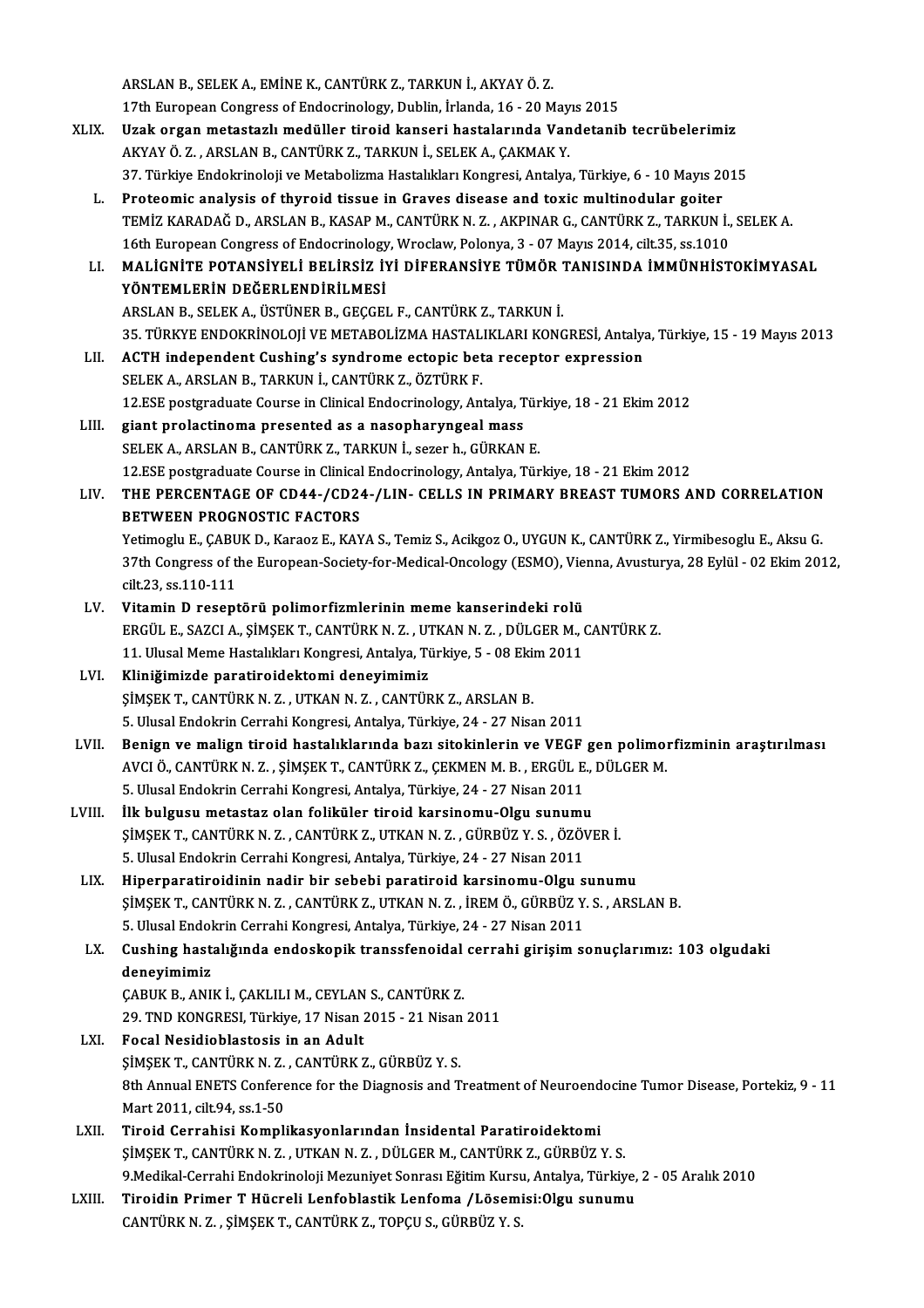ARSLAN B., SELEK A., EMİNE K., CANTÜRK Z., TARKUN İ., AKYAY Ö. Z.
17th European Congress of Endocrinology, Dublin, İrlanda, 16 - 20 Mayıs 2015

XLIX. **Uzak organ metastazlı medüller tiroid kanseri hastalarında Vandetanib tecrübelerimiz**
AKYAY Ö. Z. , ARSLAN B., CANTÜRK Z., TARKUN İ., SELEK A., ÇAKMAK Y.
37. Türkiye Endokrinoloji ve Metabolizma Hastalıkları Kongresi, Antalya, Türkiye, 6 - 10 Mayıs 2015

L. **Proteomic analysis of thyroid tissue in Graves disease and toxic multinodular goiter**
TEMİZ KARADAĞ D., ARSLAN B., KASAP M., CANTÜRK N. Z. , AKPINAR G., CANTÜRK Z., TARKUN İ., SELEK A.
16th European Congress of Endocrinology, Wroclaw, Polonya, 3 - 07 Mayıs 2014, cilt.35, ss.1010

LI. **MALİGNİTE POTANSİYELİ BELİRSİZ İYİ DİFERANSİYE TÜMÖR TANISINDA İMMÜNHİSTOKİMYASAL YÖNTEMLERİN DEĞERLENDİRİLMESİ**
ARSLAN B., SELEK A., ÜSTÜNER B., GEÇGEL F., CANTÜRK Z., TARKUN İ.
35. TÜRKYE ENDOKRİNOLOJİ VE METABOLİZMA HASTALIKLARI KONGRESİ, Antalya, Türkiye, 15 - 19 Mayıs 2013

LII. **ACTH independent Cushing's syndrome ectopic beta receptor expression**
SELEK A., ARSLAN B., TARKUN İ., CANTÜRK Z., ÖZTÜRK F.
12.ESE postgraduate Course in Clinical Endocrinology, Antalya, Türkiye, 18 - 21 Ekim 2012

LIII. **giant prolactinoma presented as a nasopharyngeal mass**
SELEK A., ARSLAN B., CANTÜRK Z., TARKUN İ., sezer h., GÜRKAN E.
12.ESE postgraduate Course in Clinical Endocrinology, Antalya, Türkiye, 18 - 21 Ekim 2012

LIV. **THE PERCENTAGE OF CD44-/CD24-/LIN- CELLS IN PRIMARY BREAST TUMORS AND CORRELATION BETWEEN PROGNOSTIC FACTORS**
Yetimoglu E., ÇABUK D., Karaoz E., KAYA S., Temiz S., Acikgoz O., UYGUN K., CANTÜRK Z., Yirmibesoglu E., Aksu G.
37th Congress of the European-Society-for-Medical-Oncology (ESMO), Vienna, Avusturya, 28 Eylül - 02 Ekim 2012, cilt.23, ss.110-111

LV. **Vitamin D reseptörü polimorfizmlerinin meme kanserindeki rolü**
ERGÜL E., SAZCI A., ŞİMŞEK T., CANTÜRK N. Z. , UTKAN N. Z. , DÜLGER M., CANTÜRK Z.
11. Ulusal Meme Hastalıkları Kongresi, Antalya, Türkiye, 5 - 08 Ekim 2011

LVI. **Kliniğimizde paratiroidektomi deneyimimiz**
ŞİMŞEK T., CANTÜRK N. Z. , UTKAN N. Z. , CANTÜRK Z., ARSLAN B.
5. Ulusal Endokrin Cerrahi Kongresi, Antalya, Türkiye, 24 - 27 Nisan 2011

LVII. **Benign ve malign tiroid hastalıklarında bazı sitokinlerin ve VEGF gen polimorfizminin araştırılması**
AVCI Ö., CANTÜRK N. Z. , ŞİMŞEK T., CANTÜRK Z., ÇEKMEN M. B. , ERGÜL E., DÜLGER M.
5. Ulusal Endokrin Cerrahi Kongresi, Antalya, Türkiye, 24 - 27 Nisan 2011

LVIII. **İlk bulgusu metastaz olan foliküler tiroid karsinomu-Olgu sunumu**
ŞİMŞEK T., CANTÜRK N. Z. , CANTÜRK Z., UTKAN N. Z. , GÜRBÜZ Y. S. , ÖZÖVER İ.
5. Ulusal Endokrin Cerrahi Kongresi, Antalya, Türkiye, 24 - 27 Nisan 2011

LIX. **Hiperparatiroidinin nadir bir sebebi paratiroid karsinomu-Olgu sunumu**
ŞİMŞEK T., CANTÜRK N. Z. , CANTÜRK Z., UTKAN N. Z. , İREM Ö., GÜRBÜZ Y. S. , ARSLAN B.
5. Ulusal Endokrin Cerrahi Kongresi, Antalya, Türkiye, 24 - 27 Nisan 2011

LX. **Cushing hastalığında endoskopik transsfenoidal cerrahi girişim sonuçlarımız: 103 olgudaki deneyimimiz**
ÇABUK B., ANIK İ., ÇAKLILI M., CEYLAN S., CANTÜRK Z.
29. TND KONGRESI, Türkiye, 17 Nisan 2015 - 21 Nisan 2011

LXI. **Focal Nesidioblastosis in an Adult**
ŞİMŞEK T., CANTÜRK N. Z. , CANTÜRK Z., GÜRBÜZ Y. S.
8th Annual ENETS Conference for the Diagnosis and Treatment of Neuroendocine Tumor Disease, Portekiz, 9 - 11 Mart 2011, cilt.94, ss.1-50

LXII. **Tiroid Cerrahisi Komplikasyonlarından İnsidental Paratiroidektomi**
ŞİMŞEK T., CANTÜRK N. Z. , UTKAN N. Z. , DÜLGER M., CANTÜRK Z., GÜRBÜZ Y. S.
9.Medikal-Cerrahi Endokrinoloji Mezuniyet Sonrası Eğitim Kursu, Antalya, Türkiye, 2 - 05 Aralık 2010

LXIII. **Tiroidin Primer T Hücreli Lenfoblastik Lenfoma /Lösemisi:Olgu sunumu**
CANTÜRK N. Z. , ŞİMŞEK T., CANTÜRK Z., TOPÇU S., GÜRBÜZ Y. S.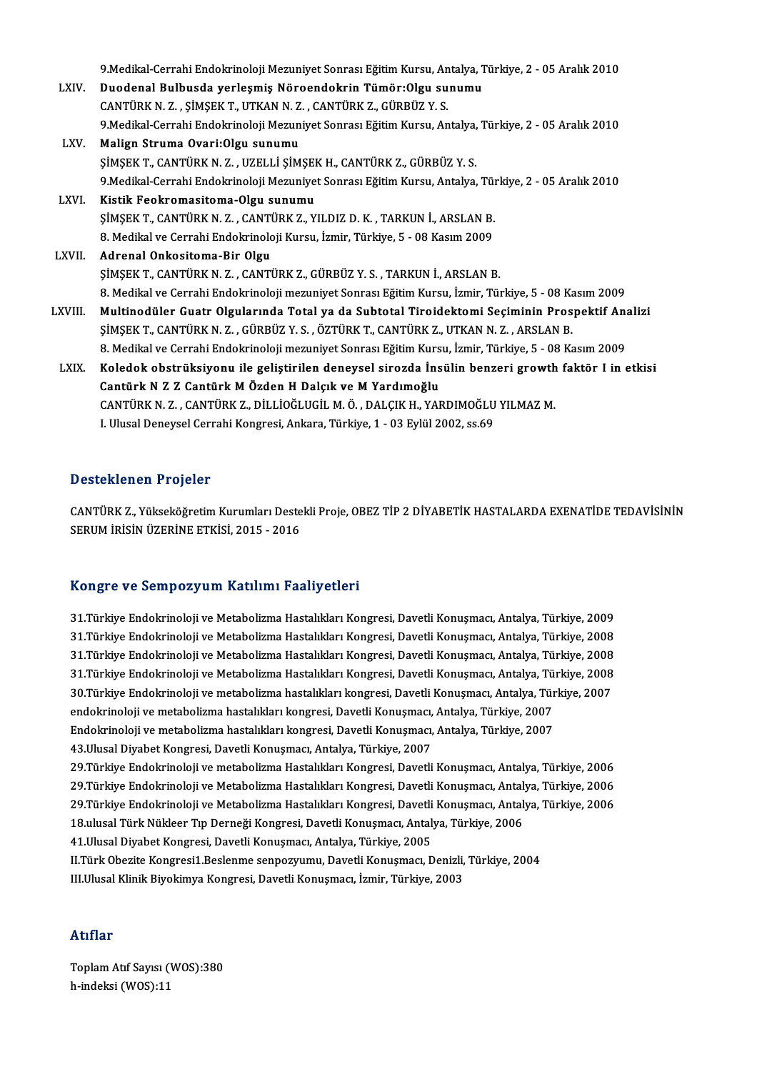9.Medikal-Cerrahi Endokrinoloji Mezuniyet Sonrası Eğitim Kursu, Antalya, Türkiye, 2 - 05 Aralık 2010

LXIV. **Duodenal Bulbusda yerleşmiş Nöroendokrin Tümör:Olgu sunumu**
CANTÜRK N. Z. , ŞİMŞEK T., UTKAN N. Z. , CANTÜRK Z., GÜRBÜZ Y. S.
9.Medikal-Cerrahi Endokrinoloji Mezuniyet Sonrası Eğitim Kursu, Antalya, Türkiye, 2 - 05 Aralık 2010

LXV. **Malign Struma Ovari:Olgu sunumu**
ŞİMŞEK T., CANTÜRK N. Z. , UZELLİ ŞİMŞEK H., CANTÜRK Z., GÜRBÜZ Y. S.
9.Medikal-Cerrahi Endokrinoloji Mezuniyet Sonrası Eğitim Kursu, Antalya, Türkiye, 2 - 05 Aralık 2010

LXVI. **Kistik Feokromasitoma-Olgu sunumu**
ŞİMŞEK T., CANTÜRK N. Z. , CANTÜRK Z., YILDIZ D. K. , TARKUN İ., ARSLAN B.
8. Medikal ve Cerrahi Endokrinoloji Kursu, İzmir, Türkiye, 5 - 08 Kasım 2009

LXVII. **Adrenal Onkositoma-Bir Olgu**
ŞİMŞEK T., CANTÜRK N. Z. , CANTÜRK Z., GÜRBÜZ Y. S. , TARKUN İ., ARSLAN B.
8. Medikal ve Cerrahi Endokrinoloji mezuniyet Sonrası Eğitim Kursu, İzmir, Türkiye, 5 - 08 Kasım 2009

LXVIII. **Multinodüler Guatr Olgularında Total ya da Subtotal Tiroidektomi Seçiminin Prospektif Analizi**
ŞİMŞEK T., CANTÜRK N. Z. , GÜRBÜZ Y. S. , ÖZTÜRK T., CANTÜRK Z., UTKAN N. Z. , ARSLAN B.
8. Medikal ve Cerrahi Endokrinoloji mezuniyet Sonrası Eğitim Kursu, İzmir, Türkiye, 5 - 08 Kasım 2009

LXIX. **Koledok obstrüksiyonu ile geliştirilen deneysel sirozda İnsülin benzeri growth faktör I in etkisi Cantürk N Z Z Cantürk M Özden H Dalçık ve M Yardımoğlu**
CANTÜRK N. Z. , CANTÜRK Z., DİLLİOĞLUGİL M. Ö. , DALÇIK H., YARDIMOĞLU YILMAZ M.
I. Ulusal Deneysel Cerrahi Kongresi, Ankara, Türkiye, 1 - 03 Eylül 2002, ss.69

## Desteklenen Projeler

CANTÜRK Z., Yükseköğretim Kurumları Destekli Proje, OBEZ TİP 2 DİYABETİK HASTALARDA EXENATİDE TEDAVİSİNİN SERUM İRİSİN ÜZERİNE ETKİSİ, 2015 - 2016

## Kongre ve Sempozyum Katılımı Faaliyetleri

31.Türkiye Endokrinoloji ve Metabolizma Hastalıkları Kongresi, Davetli Konuşmacı, Antalya, Türkiye, 2009
31.Türkiye Endokrinoloji ve Metabolizma Hastalıkları Kongresi, Davetli Konuşmacı, Antalya, Türkiye, 2008
31.Türkiye Endokrinoloji ve Metabolizma Hastalıkları Kongresi, Davetli Konuşmacı, Antalya, Türkiye, 2008
31.Türkiye Endokrinoloji ve Metabolizma Hastalıkları Kongresi, Davetli Konuşmacı, Antalya, Türkiye, 2008
30.Türkiye Endokrinoloji ve metabolizma hastalıkları kongresi, Davetli Konuşmacı, Antalya, Türkiye, 2007
endokrinoloji ve metabolizma hastalıkları kongresi, Davetli Konuşmacı, Antalya, Türkiye, 2007
Endokrinoloji ve metabolizma hastalıkları kongresi, Davetli Konuşmacı, Antalya, Türkiye, 2007
43.Ulusal Diyabet Kongresi, Davetli Konuşmacı, Antalya, Türkiye, 2007
29.Türkiye Endokrinoloji ve metabolizma Hastalıkları Kongresi, Davetli Konuşmacı, Antalya, Türkiye, 2006
29.Türkiye Endokrinoloji ve Metabolizma Hastalıkları Kongresi, Davetli Konuşmacı, Antalya, Türkiye, 2006
29.Türkiye Endokrinoloji ve Metabolizma Hastalıkları Kongresi, Davetli Konuşmacı, Antalya, Türkiye, 2006
18.ulusal Türk Nükleer Tıp Derneği Kongresi, Davetli Konuşmacı, Antalya, Türkiye, 2006
41.Ulusal Diyabet Kongresi, Davetli Konuşmacı, Antalya, Türkiye, 2005
II.Türk Obezite Kongresi1.Beslenme senpozyumu, Davetli Konuşmacı, Denizli, Türkiye, 2004
III.Ulusal Klinik Biyokimya Kongresi, Davetli Konuşmacı, İzmir, Türkiye, 2003

## Atıflar

Toplam Atıf Sayısı (WOS):380
h-indeksi (WOS):11